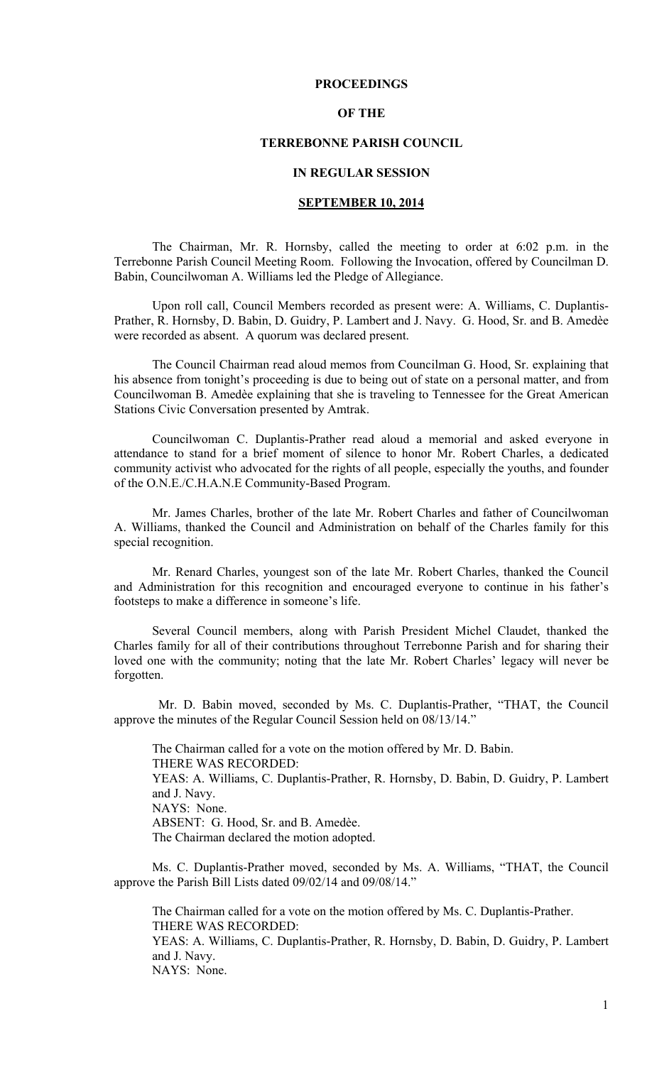**PROCEEDINGS**

**OF THE**

**TERREBONNE PARISH COUNCIL**

**IN REGULAR SESSION**

**SEPTEMBER 10, 2014**

The Chairman, Mr. R. Hornsby, called the meeting to order at 6:02 p.m. in the Terrebonne Parish Council Meeting Room. Following the Invocation, offered by Councilman D. Babin, Councilwoman A. Williams led the Pledge of Allegiance.

Upon roll call, Council Members recorded as present were: A. Williams, C. Duplantis-Prather, R. Hornsby, D. Babin, D. Guidry, P. Lambert and J. Navy. G. Hood, Sr. and B. Amedèe were recorded as absent. A quorum was declared present.

The Council Chairman read aloud memos from Councilman G. Hood, Sr. explaining that his absence from tonight's proceeding is due to being out of state on a personal matter, and from Councilwoman B. Amedèe explaining that she is traveling to Tennessee for the Great American Stations Civic Conversation presented by Amtrak.

Councilwoman C. Duplantis-Prather read aloud a memorial and asked everyone in attendance to stand for a brief moment of silence to honor Mr. Robert Charles, a dedicated community activist who advocated for the rights of all people, especially the youths, and founder of the O.N.E./C.H.A.N.E Community-Based Program.

Mr. James Charles, brother of the late Mr. Robert Charles and father of Councilwoman A. Williams, thanked the Council and Administration on behalf of the Charles family for this special recognition.

Mr. Renard Charles, youngest son of the late Mr. Robert Charles, thanked the Council and Administration for this recognition and encouraged everyone to continue in his father's footsteps to make a difference in someone's life.

Several Council members, along with Parish President Michel Claudet, thanked the Charles family for all of their contributions throughout Terrebonne Parish and for sharing their loved one with the community; noting that the late Mr. Robert Charles' legacy will never be forgotten.

Mr. D. Babin moved, seconded by Ms. C. Duplantis-Prather, "THAT, the Council approve the minutes of the Regular Council Session held on 08/13/14."

The Chairman called for a vote on the motion offered by Mr. D. Babin.
THERE WAS RECORDED:
YEAS: A. Williams, C. Duplantis-Prather, R. Hornsby, D. Babin, D. Guidry, P. Lambert and J. Navy.
NAYS: None.
ABSENT: G. Hood, Sr. and B. Amedèe.
The Chairman declared the motion adopted.

Ms. C. Duplantis-Prather moved, seconded by Ms. A. Williams, "THAT, the Council approve the Parish Bill Lists dated 09/02/14 and 09/08/14."

The Chairman called for a vote on the motion offered by Ms. C. Duplantis-Prather.
THERE WAS RECORDED:
YEAS: A. Williams, C. Duplantis-Prather, R. Hornsby, D. Babin, D. Guidry, P. Lambert and J. Navy.
NAYS: None.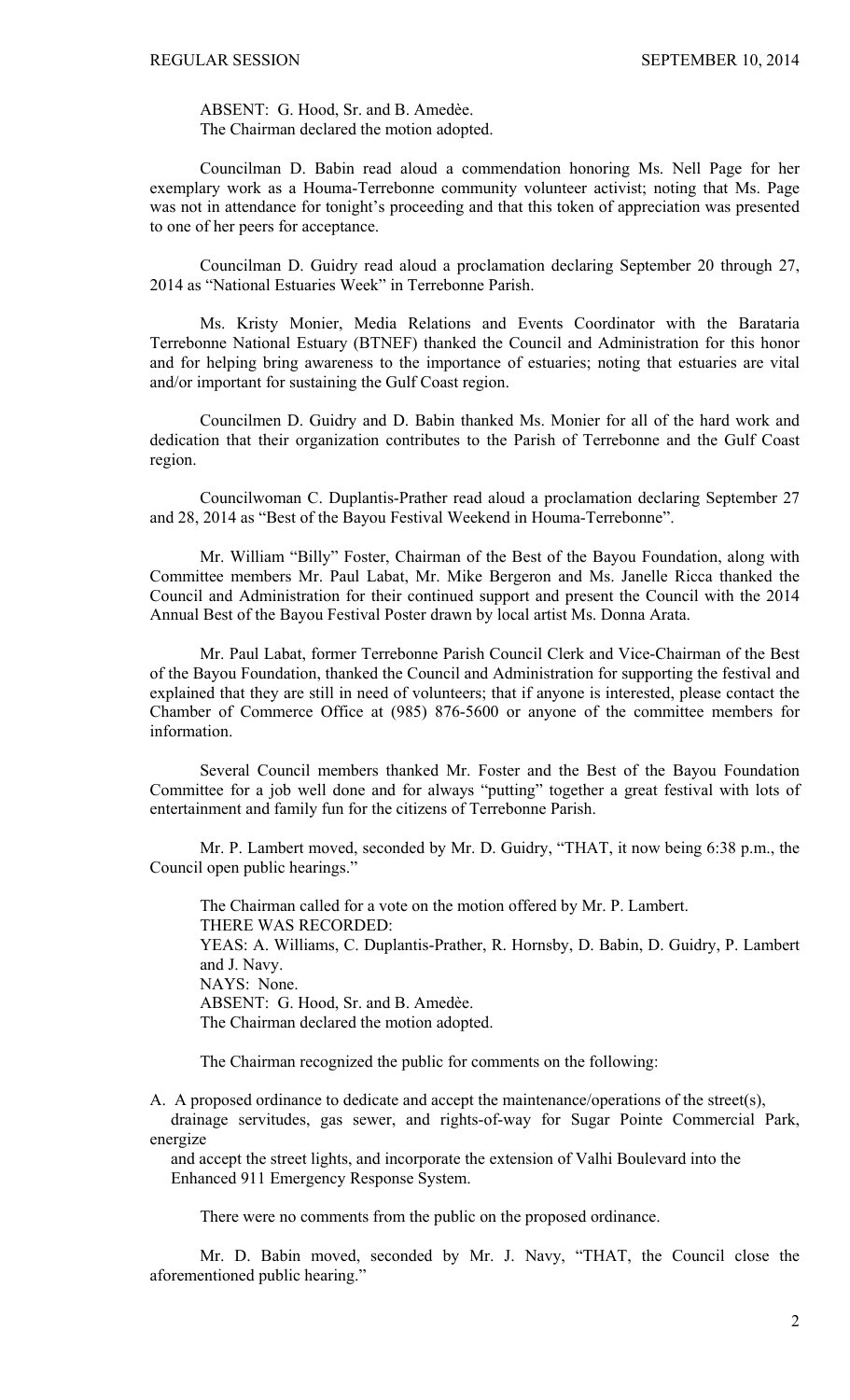ABSENT: G. Hood, Sr. and B. Amedèe.
The Chairman declared the motion adopted.

Councilman D. Babin read aloud a commendation honoring Ms. Nell Page for her exemplary work as a Houma-Terrebonne community volunteer activist; noting that Ms. Page was not in attendance for tonight's proceeding and that this token of appreciation was presented to one of her peers for acceptance.

Councilman D. Guidry read aloud a proclamation declaring September 20 through 27, 2014 as "National Estuaries Week" in Terrebonne Parish.

Ms. Kristy Monier, Media Relations and Events Coordinator with the Barataria Terrebonne National Estuary (BTNEF) thanked the Council and Administration for this honor and for helping bring awareness to the importance of estuaries; noting that estuaries are vital and/or important for sustaining the Gulf Coast region.

Councilmen D. Guidry and D. Babin thanked Ms. Monier for all of the hard work and dedication that their organization contributes to the Parish of Terrebonne and the Gulf Coast region.

Councilwoman C. Duplantis-Prather read aloud a proclamation declaring September 27 and 28, 2014 as "Best of the Bayou Festival Weekend in Houma-Terrebonne".

Mr. William "Billy" Foster, Chairman of the Best of the Bayou Foundation, along with Committee members Mr. Paul Labat, Mr. Mike Bergeron and Ms. Janelle Ricca thanked the Council and Administration for their continued support and present the Council with the 2014 Annual Best of the Bayou Festival Poster drawn by local artist Ms. Donna Arata.

Mr. Paul Labat, former Terrebonne Parish Council Clerk and Vice-Chairman of the Best of the Bayou Foundation, thanked the Council and Administration for supporting the festival and explained that they are still in need of volunteers; that if anyone is interested, please contact the Chamber of Commerce Office at (985) 876-5600 or anyone of the committee members for information.

Several Council members thanked Mr. Foster and the Best of the Bayou Foundation Committee for a job well done and for always "putting" together a great festival with lots of entertainment and family fun for the citizens of Terrebonne Parish.

Mr. P. Lambert moved, seconded by Mr. D. Guidry, "THAT, it now being 6:38 p.m., the Council open public hearings."

The Chairman called for a vote on the motion offered by Mr. P. Lambert.
THERE WAS RECORDED:
YEAS: A. Williams, C. Duplantis-Prather, R. Hornsby, D. Babin, D. Guidry, P. Lambert and J. Navy.
NAYS: None.
ABSENT: G. Hood, Sr. and B. Amedèe.
The Chairman declared the motion adopted.

The Chairman recognized the public for comments on the following:

A. A proposed ordinance to dedicate and accept the maintenance/operations of the street(s), drainage servitudes, gas sewer, and rights-of-way for Sugar Pointe Commercial Park, energize and accept the street lights, and incorporate the extension of Valhi Boulevard into the Enhanced 911 Emergency Response System.

There were no comments from the public on the proposed ordinance.

Mr. D. Babin moved, seconded by Mr. J. Navy, "THAT, the Council close the aforementioned public hearing."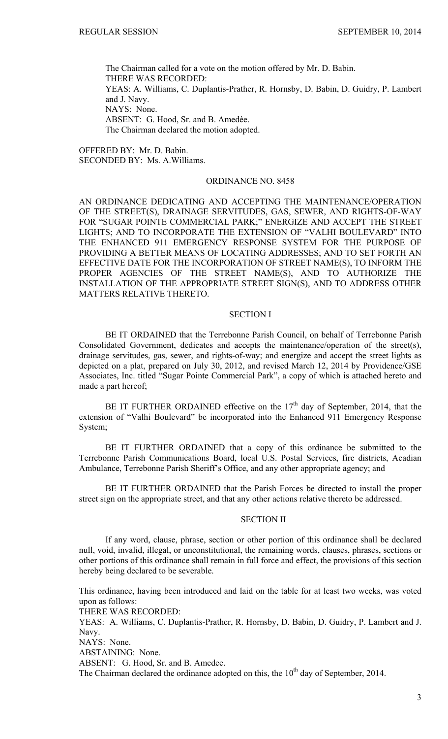The Chairman called for a vote on the motion offered by Mr. D. Babin.
THERE WAS RECORDED:
YEAS: A. Williams, C. Duplantis-Prather, R. Hornsby, D. Babin, D. Guidry, P. Lambert and J. Navy.
NAYS: None.
ABSENT: G. Hood, Sr. and B. Amedèe.
The Chairman declared the motion adopted.

OFFERED BY: Mr. D. Babin.
SECONDED BY: Ms. A.Williams.

ORDINANCE NO. 8458

AN ORDINANCE DEDICATING AND ACCEPTING THE MAINTENANCE/OPERATION OF THE STREET(S), DRAINAGE SERVITUDES, GAS, SEWER, AND RIGHTS-OF-WAY FOR "SUGAR POINTE COMMERCIAL PARK;" ENERGIZE AND ACCEPT THE STREET LIGHTS; AND TO INCORPORATE THE EXTENSION OF "VALHI BOULEVARD" INTO THE ENHANCED 911 EMERGENCY RESPONSE SYSTEM FOR THE PURPOSE OF PROVIDING A BETTER MEANS OF LOCATING ADDRESSES; AND TO SET FORTH AN EFFECTIVE DATE FOR THE INCORPORATION OF STREET NAME(S), TO INFORM THE PROPER AGENCIES OF THE STREET NAME(S), AND TO AUTHORIZE THE INSTALLATION OF THE APPROPRIATE STREET SIGN(S), AND TO ADDRESS OTHER MATTERS RELATIVE THERETO.

SECTION I

BE IT ORDAINED that the Terrebonne Parish Council, on behalf of Terrebonne Parish Consolidated Government, dedicates and accepts the maintenance/operation of the street(s), drainage servitudes, gas, sewer, and rights-of-way; and energize and accept the street lights as depicted on a plat, prepared on July 30, 2012, and revised March 12, 2014 by Providence/GSE Associates, Inc. titled "Sugar Pointe Commercial Park", a copy of which is attached hereto and made a part hereof;

BE IT FURTHER ORDAINED effective on the 17th day of September, 2014, that the extension of "Valhi Boulevard" be incorporated into the Enhanced 911 Emergency Response System;

BE IT FURTHER ORDAINED that a copy of this ordinance be submitted to the Terrebonne Parish Communications Board, local U.S. Postal Services, fire districts, Acadian Ambulance, Terrebonne Parish Sheriff's Office, and any other appropriate agency; and

BE IT FURTHER ORDAINED that the Parish Forces be directed to install the proper street sign on the appropriate street, and that any other actions relative thereto be addressed.

SECTION II

If any word, clause, phrase, section or other portion of this ordinance shall be declared null, void, invalid, illegal, or unconstitutional, the remaining words, clauses, phrases, sections or other portions of this ordinance shall remain in full force and effect, the provisions of this section hereby being declared to be severable.

This ordinance, having been introduced and laid on the table for at least two weeks, was voted upon as follows:
THERE WAS RECORDED:
YEAS: A. Williams, C. Duplantis-Prather, R. Hornsby, D. Babin, D. Guidry, P. Lambert and J. Navy.
NAYS: None.
ABSTAINING: None.
ABSENT: G. Hood, Sr. and B. Amedee.
The Chairman declared the ordinance adopted on this, the 10th day of September, 2014.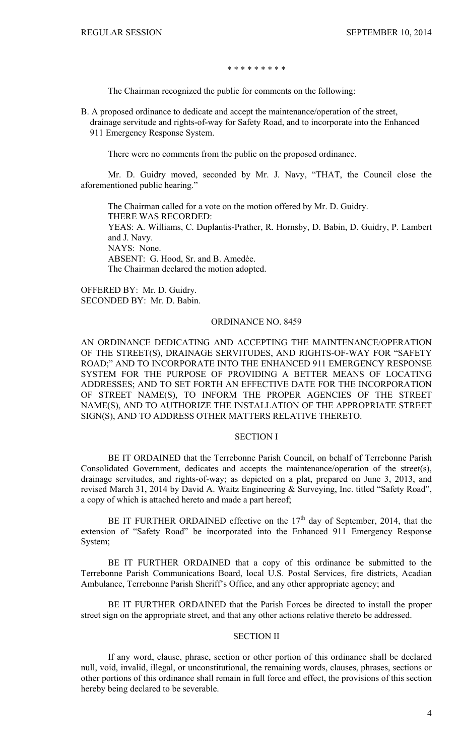\* \* \* \* \* \* \* \* \*

The Chairman recognized the public for comments on the following:

B. A proposed ordinance to dedicate and accept the maintenance/operation of the street, drainage servitude and rights-of-way for Safety Road, and to incorporate into the Enhanced 911 Emergency Response System.

There were no comments from the public on the proposed ordinance.

Mr. D. Guidry moved, seconded by Mr. J. Navy, "THAT, the Council close the aforementioned public hearing."

The Chairman called for a vote on the motion offered by Mr. D. Guidry.
THERE WAS RECORDED:
YEAS: A. Williams, C. Duplantis-Prather, R. Hornsby, D. Babin, D. Guidry, P. Lambert and J. Navy.
NAYS: None.
ABSENT: G. Hood, Sr. and B. Amedèe.
The Chairman declared the motion adopted.

OFFERED BY: Mr. D. Guidry.
SECONDED BY: Mr. D. Babin.

ORDINANCE NO. 8459

AN ORDINANCE DEDICATING AND ACCEPTING THE MAINTENANCE/OPERATION OF THE STREET(S), DRAINAGE SERVITUDES, AND RIGHTS-OF-WAY FOR "SAFETY ROAD;" AND TO INCORPORATE INTO THE ENHANCED 911 EMERGENCY RESPONSE SYSTEM FOR THE PURPOSE OF PROVIDING A BETTER MEANS OF LOCATING ADDRESSES; AND TO SET FORTH AN EFFECTIVE DATE FOR THE INCORPORATION OF STREET NAME(S), TO INFORM THE PROPER AGENCIES OF THE STREET NAME(S), AND TO AUTHORIZE THE INSTALLATION OF THE APPROPRIATE STREET SIGN(S), AND TO ADDRESS OTHER MATTERS RELATIVE THERETO.

SECTION I

BE IT ORDAINED that the Terrebonne Parish Council, on behalf of Terrebonne Parish Consolidated Government, dedicates and accepts the maintenance/operation of the street(s), drainage servitudes, and rights-of-way; as depicted on a plat, prepared on June 3, 2013, and revised March 31, 2014 by David A. Waitz Engineering & Surveying, Inc. titled "Safety Road", a copy of which is attached hereto and made a part hereof;

BE IT FURTHER ORDAINED effective on the 17th day of September, 2014, that the extension of "Safety Road" be incorporated into the Enhanced 911 Emergency Response System;

BE IT FURTHER ORDAINED that a copy of this ordinance be submitted to the Terrebonne Parish Communications Board, local U.S. Postal Services, fire districts, Acadian Ambulance, Terrebonne Parish Sheriff's Office, and any other appropriate agency; and

BE IT FURTHER ORDAINED that the Parish Forces be directed to install the proper street sign on the appropriate street, and that any other actions relative thereto be addressed.

SECTION II

If any word, clause, phrase, section or other portion of this ordinance shall be declared null, void, invalid, illegal, or unconstitutional, the remaining words, clauses, phrases, sections or other portions of this ordinance shall remain in full force and effect, the provisions of this section hereby being declared to be severable.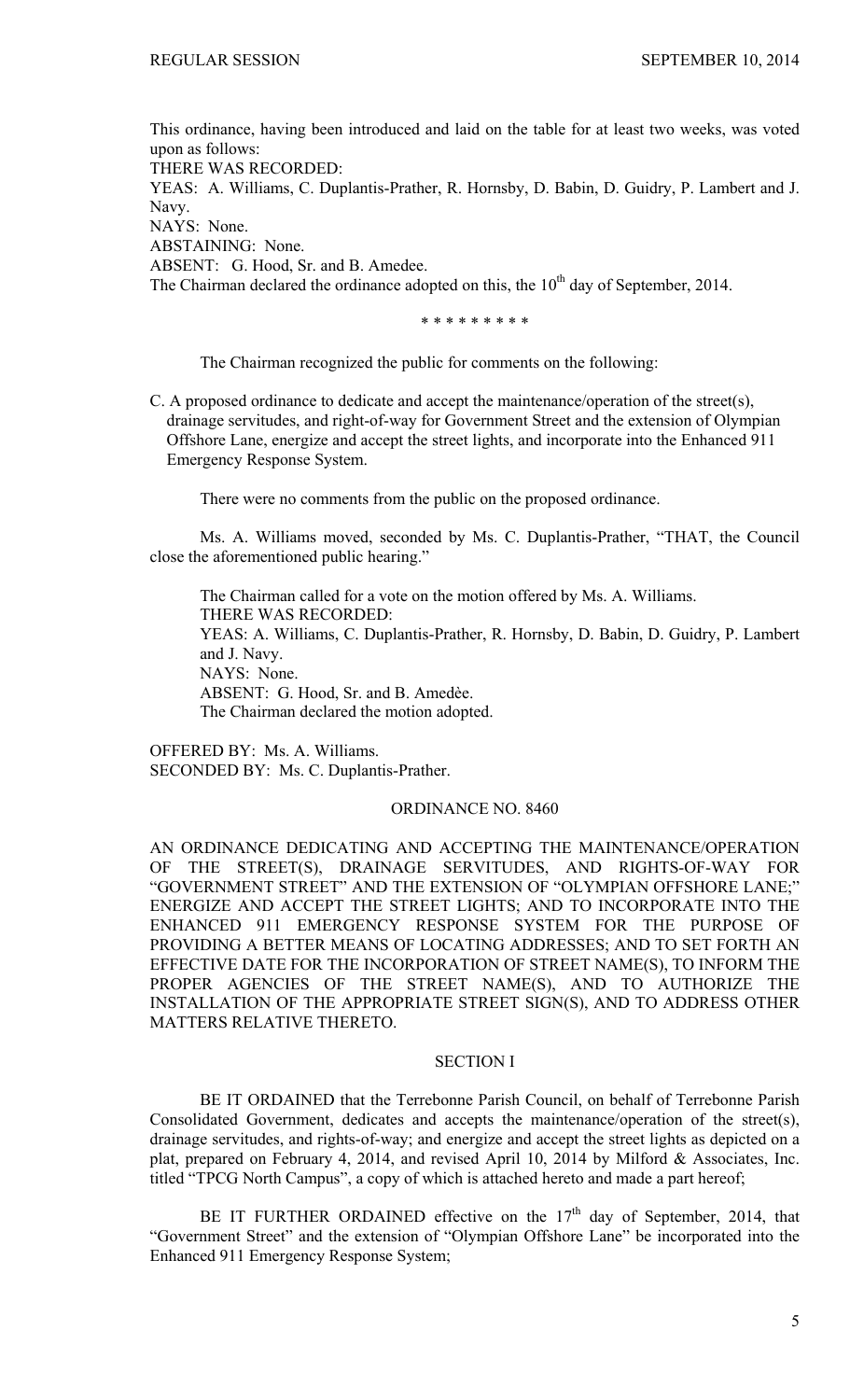This ordinance, having been introduced and laid on the table for at least two weeks, was voted upon as follows:

THERE WAS RECORDED:

YEAS: A. Williams, C. Duplantis-Prather, R. Hornsby, D. Babin, D. Guidry, P. Lambert and J. Navy.

NAYS: None.

ABSTAINING: None.

ABSENT: G. Hood, Sr. and B. Amedee.

The Chairman declared the ordinance adopted on this, the 10th day of September, 2014.

\* \* \* \* \* \* \* \* \*

The Chairman recognized the public for comments on the following:

C. A proposed ordinance to dedicate and accept the maintenance/operation of the street(s), drainage servitudes, and right-of-way for Government Street and the extension of Olympian Offshore Lane, energize and accept the street lights, and incorporate into the Enhanced 911 Emergency Response System.

There were no comments from the public on the proposed ordinance.

Ms. A. Williams moved, seconded by Ms. C. Duplantis-Prather, "THAT, the Council close the aforementioned public hearing."

The Chairman called for a vote on the motion offered by Ms. A. Williams.

THERE WAS RECORDED:

YEAS: A. Williams, C. Duplantis-Prather, R. Hornsby, D. Babin, D. Guidry, P. Lambert and J. Navy.

NAYS: None.

ABSENT: G. Hood, Sr. and B. Amedèe.

The Chairman declared the motion adopted.

OFFERED BY: Ms. A. Williams.

SECONDED BY: Ms. C. Duplantis-Prather.

## ORDINANCE NO. 8460

AN ORDINANCE DEDICATING AND ACCEPTING THE MAINTENANCE/OPERATION OF THE STREET(S), DRAINAGE SERVITUDES, AND RIGHTS-OF-WAY FOR "GOVERNMENT STREET" AND THE EXTENSION OF "OLYMPIAN OFFSHORE LANE;" ENERGIZE AND ACCEPT THE STREET LIGHTS; AND TO INCORPORATE INTO THE ENHANCED 911 EMERGENCY RESPONSE SYSTEM FOR THE PURPOSE OF PROVIDING A BETTER MEANS OF LOCATING ADDRESSES; AND TO SET FORTH AN EFFECTIVE DATE FOR THE INCORPORATION OF STREET NAME(S), TO INFORM THE PROPER AGENCIES OF THE STREET NAME(S), AND TO AUTHORIZE THE INSTALLATION OF THE APPROPRIATE STREET SIGN(S), AND TO ADDRESS OTHER MATTERS RELATIVE THERETO.

### SECTION I

BE IT ORDAINED that the Terrebonne Parish Council, on behalf of Terrebonne Parish Consolidated Government, dedicates and accepts the maintenance/operation of the street(s), drainage servitudes, and rights-of-way; and energize and accept the street lights as depicted on a plat, prepared on February 4, 2014, and revised April 10, 2014 by Milford & Associates, Inc. titled "TPCG North Campus", a copy of which is attached hereto and made a part hereof;

BE IT FURTHER ORDAINED effective on the 17th day of September, 2014, that "Government Street" and the extension of "Olympian Offshore Lane" be incorporated into the Enhanced 911 Emergency Response System;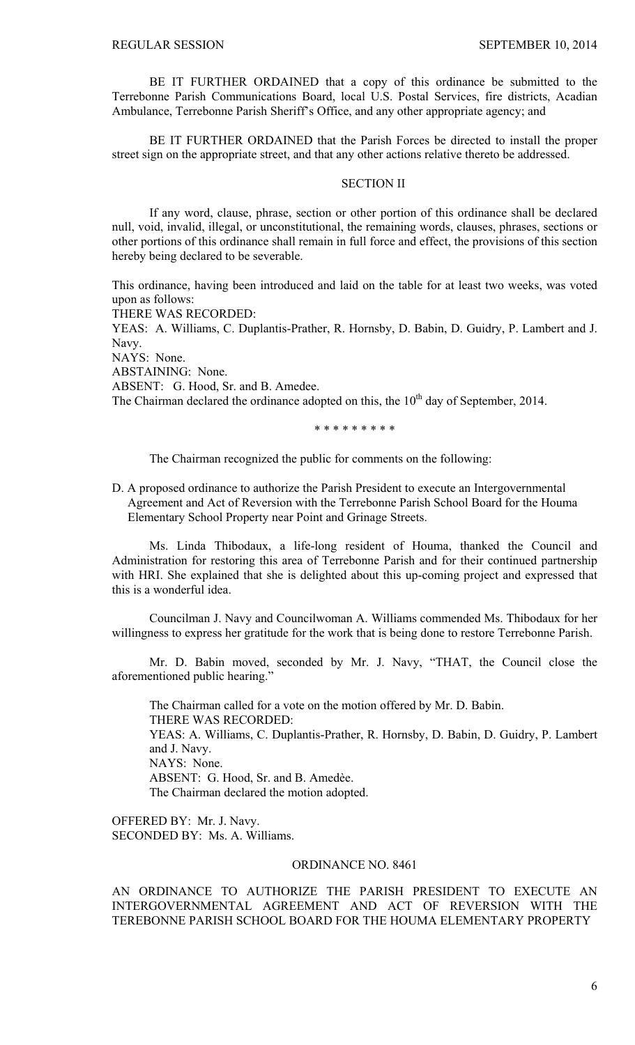BE IT FURTHER ORDAINED that a copy of this ordinance be submitted to the Terrebonne Parish Communications Board, local U.S. Postal Services, fire districts, Acadian Ambulance, Terrebonne Parish Sheriff's Office, and any other appropriate agency; and

BE IT FURTHER ORDAINED that the Parish Forces be directed to install the proper street sign on the appropriate street, and that any other actions relative thereto be addressed.

SECTION II

If any word, clause, phrase, section or other portion of this ordinance shall be declared null, void, invalid, illegal, or unconstitutional, the remaining words, clauses, phrases, sections or other portions of this ordinance shall remain in full force and effect, the provisions of this section hereby being declared to be severable.

This ordinance, having been introduced and laid on the table for at least two weeks, was voted upon as follows:

THERE WAS RECORDED:

YEAS: A. Williams, C. Duplantis-Prather, R. Hornsby, D. Babin, D. Guidry, P. Lambert and J. Navy.

NAYS: None.

ABSTAINING: None.

ABSENT: G. Hood, Sr. and B. Amedee.

The Chairman declared the ordinance adopted on this, the 10th day of September, 2014.

\* \* \* \* \* \* \* \* \*

The Chairman recognized the public for comments on the following:

D. A proposed ordinance to authorize the Parish President to execute an Intergovernmental Agreement and Act of Reversion with the Terrebonne Parish School Board for the Houma Elementary School Property near Point and Grinage Streets.

Ms. Linda Thibodaux, a life-long resident of Houma, thanked the Council and Administration for restoring this area of Terrebonne Parish and for their continued partnership with HRI. She explained that she is delighted about this up-coming project and expressed that this is a wonderful idea.

Councilman J. Navy and Councilwoman A. Williams commended Ms. Thibodaux for her willingness to express her gratitude for the work that is being done to restore Terrebonne Parish.

Mr. D. Babin moved, seconded by Mr. J. Navy, "THAT, the Council close the aforementioned public hearing."

The Chairman called for a vote on the motion offered by Mr. D. Babin.

THERE WAS RECORDED:

YEAS: A. Williams, C. Duplantis-Prather, R. Hornsby, D. Babin, D. Guidry, P. Lambert and J. Navy.

NAYS: None.

ABSENT: G. Hood, Sr. and B. Amedèe.

The Chairman declared the motion adopted.

OFFERED BY: Mr. J. Navy.

SECONDED BY: Ms. A. Williams.

ORDINANCE NO. 8461

AN ORDINANCE TO AUTHORIZE THE PARISH PRESIDENT TO EXECUTE AN INTERGOVERNMENTAL AGREEMENT AND ACT OF REVERSION WITH THE TEREBONNE PARISH SCHOOL BOARD FOR THE HOUMA ELEMENTARY PROPERTY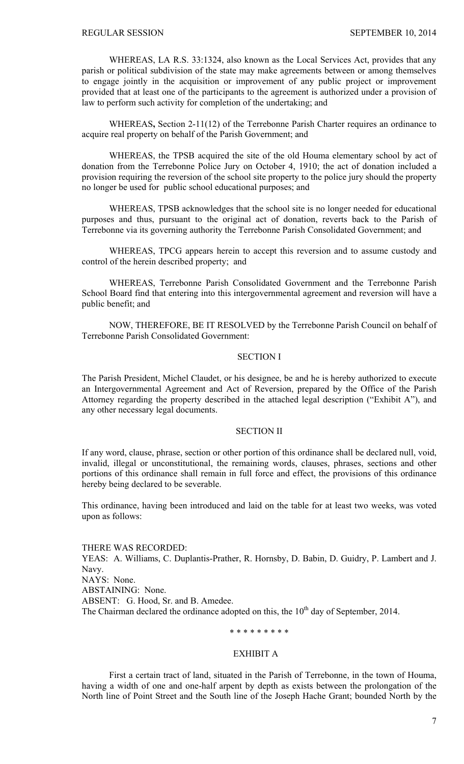WHEREAS, LA R.S. 33:1324, also known as the Local Services Act, provides that any parish or political subdivision of the state may make agreements between or among themselves to engage jointly in the acquisition or improvement of any public project or improvement provided that at least one of the participants to the agreement is authorized under a provision of law to perform such activity for completion of the undertaking; and

WHEREAS**,** Section 2-11(12) of the Terrebonne Parish Charter requires an ordinance to acquire real property on behalf of the Parish Government; and

WHEREAS, the TPSB acquired the site of the old Houma elementary school by act of donation from the Terrebonne Police Jury on October 4, 1910; the act of donation included a provision requiring the reversion of the school site property to the police jury should the property no longer be used for public school educational purposes; and

WHEREAS, TPSB acknowledges that the school site is no longer needed for educational purposes and thus, pursuant to the original act of donation, reverts back to the Parish of Terrebonne via its governing authority the Terrebonne Parish Consolidated Government; and

WHEREAS, TPCG appears herein to accept this reversion and to assume custody and control of the herein described property; and

WHEREAS, Terrebonne Parish Consolidated Government and the Terrebonne Parish School Board find that entering into this intergovernmental agreement and reversion will have a public benefit; and

NOW, THEREFORE, BE IT RESOLVED by the Terrebonne Parish Council on behalf of Terrebonne Parish Consolidated Government:

SECTION I

The Parish President, Michel Claudet, or his designee, be and he is hereby authorized to execute an Intergovernmental Agreement and Act of Reversion, prepared by the Office of the Parish Attorney regarding the property described in the attached legal description ("Exhibit A"), and any other necessary legal documents.

SECTION II

If any word, clause, phrase, section or other portion of this ordinance shall be declared null, void, invalid, illegal or unconstitutional, the remaining words, clauses, phrases, sections and other portions of this ordinance shall remain in full force and effect, the provisions of this ordinance hereby being declared to be severable.

This ordinance, having been introduced and laid on the table for at least two weeks, was voted upon as follows:

THERE WAS RECORDED:
YEAS: A. Williams, C. Duplantis-Prather, R. Hornsby, D. Babin, D. Guidry, P. Lambert and J. Navy.
NAYS: None.
ABSTAINING: None.
ABSENT: G. Hood, Sr. and B. Amedee.
The Chairman declared the ordinance adopted on this, the 10th day of September, 2014.

\* \* \* \* \* \* \* \* \*

EXHIBIT A

First a certain tract of land, situated in the Parish of Terrebonne, in the town of Houma, having a width of one and one-half arpent by depth as exists between the prolongation of the North line of Point Street and the South line of the Joseph Hache Grant; bounded North by the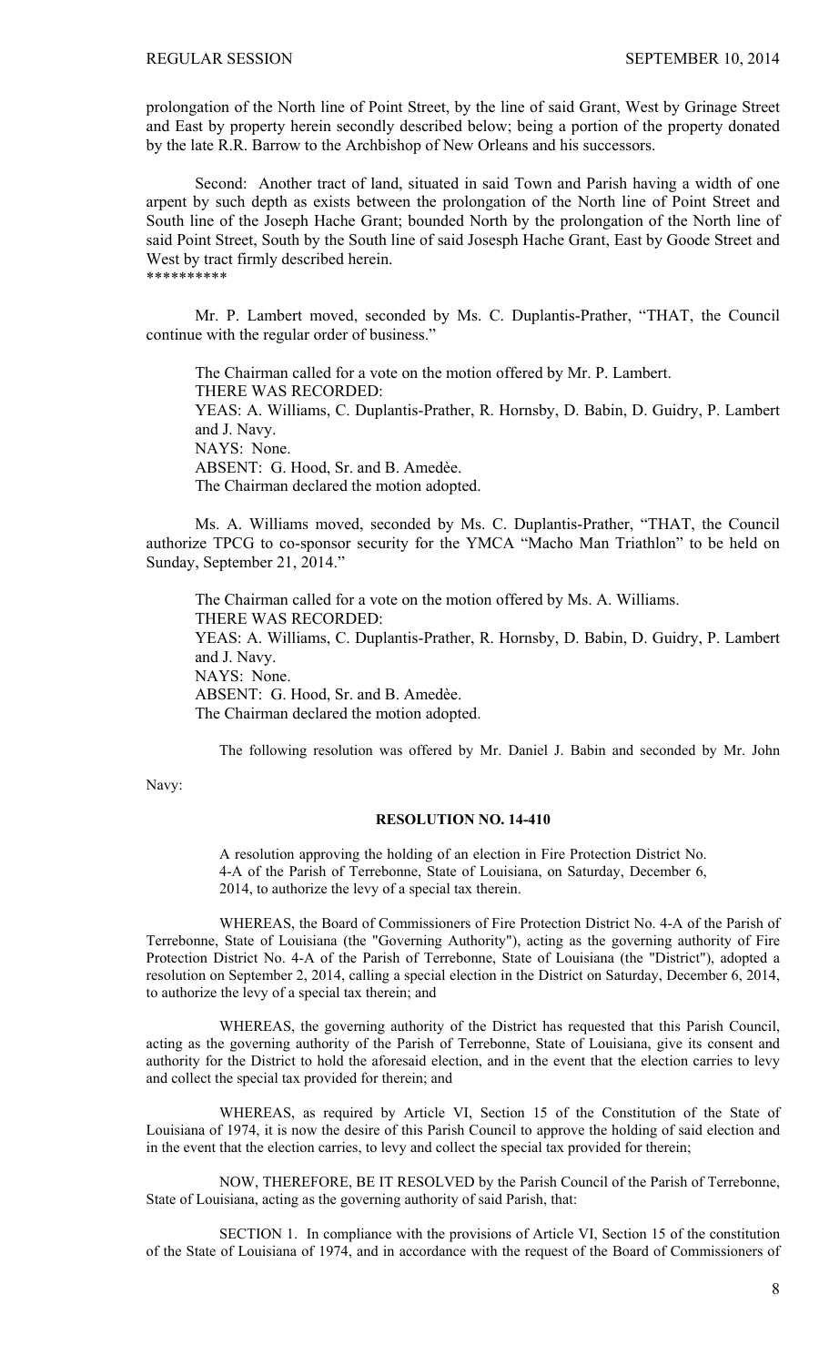prolongation of the North line of Point Street, by the line of said Grant, West by Grinage Street and East by property herein secondly described below; being a portion of the property donated by the late R.R. Barrow to the Archbishop of New Orleans and his successors.

Second: Another tract of land, situated in said Town and Parish having a width of one arpent by such depth as exists between the prolongation of the North line of Point Street and South line of the Joseph Hache Grant; bounded North by the prolongation of the North line of said Point Street, South by the South line of said Josesph Hache Grant, East by Goode Street and West by tract firmly described herein.

**********

Mr. P. Lambert moved, seconded by Ms. C. Duplantis-Prather, "THAT, the Council continue with the regular order of business."

The Chairman called for a vote on the motion offered by Mr. P. Lambert.
THERE WAS RECORDED:
YEAS: A. Williams, C. Duplantis-Prather, R. Hornsby, D. Babin, D. Guidry, P. Lambert and J. Navy.
NAYS: None.
ABSENT: G. Hood, Sr. and B. Amedèe.
The Chairman declared the motion adopted.

Ms. A. Williams moved, seconded by Ms. C. Duplantis-Prather, "THAT, the Council authorize TPCG to co-sponsor security for the YMCA "Macho Man Triathlon" to be held on Sunday, September 21, 2014."

The Chairman called for a vote on the motion offered by Ms. A. Williams.
THERE WAS RECORDED:
YEAS: A. Williams, C. Duplantis-Prather, R. Hornsby, D. Babin, D. Guidry, P. Lambert and J. Navy.
NAYS: None.
ABSENT: G. Hood, Sr. and B. Amedèe.
The Chairman declared the motion adopted.

The following resolution was offered by Mr. Daniel J. Babin and seconded by Mr. John Navy:

**RESOLUTION NO. 14-410**

A resolution approving the holding of an election in Fire Protection District No. 4-A of the Parish of Terrebonne, State of Louisiana, on Saturday, December 6, 2014, to authorize the levy of a special tax therein.

WHEREAS, the Board of Commissioners of Fire Protection District No. 4-A of the Parish of Terrebonne, State of Louisiana (the "Governing Authority"), acting as the governing authority of Fire Protection District No. 4-A of the Parish of Terrebonne, State of Louisiana (the "District"), adopted a resolution on September 2, 2014, calling a special election in the District on Saturday, December 6, 2014, to authorize the levy of a special tax therein; and

WHEREAS, the governing authority of the District has requested that this Parish Council, acting as the governing authority of the Parish of Terrebonne, State of Louisiana, give its consent and authority for the District to hold the aforesaid election, and in the event that the election carries to levy and collect the special tax provided for therein; and

WHEREAS, as required by Article VI, Section 15 of the Constitution of the State of Louisiana of 1974, it is now the desire of this Parish Council to approve the holding of said election and in the event that the election carries, to levy and collect the special tax provided for therein;

NOW, THEREFORE, BE IT RESOLVED by the Parish Council of the Parish of Terrebonne, State of Louisiana, acting as the governing authority of said Parish, that:

SECTION 1. In compliance with the provisions of Article VI, Section 15 of the constitution of the State of Louisiana of 1974, and in accordance with the request of the Board of Commissioners of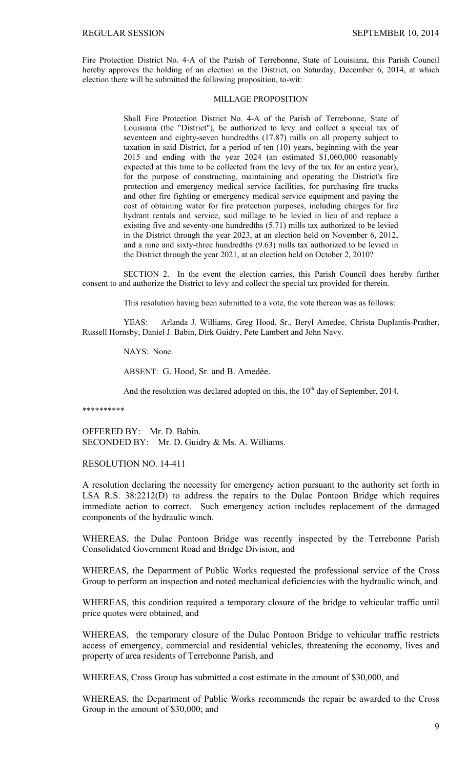Fire Protection District No. 4-A of the Parish of Terrebonne, State of Louisiana, this Parish Council hereby approves the holding of an election in the District, on Saturday, December 6, 2014, at which election there will be submitted the following proposition, to-wit:

MILLAGE PROPOSITION

> Shall Fire Protection District No. 4-A of the Parish of Terrebonne, State of Louisiana (the "District"), be authorized to levy and collect a special tax of seventeen and eighty-seven hundredths (17.87) mills on all property subject to taxation in said District, for a period of ten (10) years, beginning with the year 2015 and ending with the year 2024 (an estimated $1,060,000 reasonably expected at this time to be collected from the levy of the tax for an entire year), for the purpose of constructing, maintaining and operating the District's fire protection and emergency medical service facilities, for purchasing fire trucks and other fire fighting or emergency medical service equipment and paying the cost of obtaining water for fire protection purposes, including charges for fire hydrant rentals and service, said millage to be levied in lieu of and replace a existing five and seventy-one hundredths (5.71) mills tax authorized to be levied in the District through the year 2023, at an election held on November 6, 2012, and a nine and sixty-three hundredths (9.63) mills tax authorized to be levied in the District through the year 2021, at an election held on October 2, 2010?

SECTION 2. In the event the election carries, this Parish Council does hereby further consent to and authorize the District to levy and collect the special tax provided for therein.

This resolution having been submitted to a vote, the vote thereon was as follows:

YEAS: Arlanda J. Williams, Greg Hood, Sr., Beryl Amedee, Christa Duplantis-Prather, Russell Hornsby, Daniel J. Babin, Dirk Guidry, Pete Lambert and John Navy.

NAYS: None.

ABSENT: G. Hood, Sr. and B. Amedèe.

And the resolution was declared adopted on this, the 10th day of September, 2014.

\*\*\*\*\*\*\*\*\*\*

OFFERED BY: Mr. D. Babin.
SECONDED BY: Mr. D. Guidry & Ms. A. Williams.

RESOLUTION NO. 14-411

A resolution declaring the necessity for emergency action pursuant to the authority set forth in LSA R.S. 38:2212(D) to address the repairs to the Dulac Pontoon Bridge which requires immediate action to correct. Such emergency action includes replacement of the damaged components of the hydraulic winch.

WHEREAS, the Dulac Pontoon Bridge was recently inspected by the Terrebonne Parish Consolidated Government Road and Bridge Division, and

WHEREAS, the Department of Public Works requested the professional service of the Cross Group to perform an inspection and noted mechanical deficiencies with the hydraulic winch, and

WHEREAS, this condition required a temporary closure of the bridge to vehicular traffic until price quotes were obtained, and

WHEREAS, the temporary closure of the Dulac Pontoon Bridge to vehicular traffic restricts access of emergency, commercial and residential vehicles, threatening the economy, lives and property of area residents of Terrebonne Parish, and

WHEREAS, Cross Group has submitted a cost estimate in the amount of $30,000, and

WHEREAS, the Department of Public Works recommends the repair be awarded to the Cross Group in the amount of $30,000; and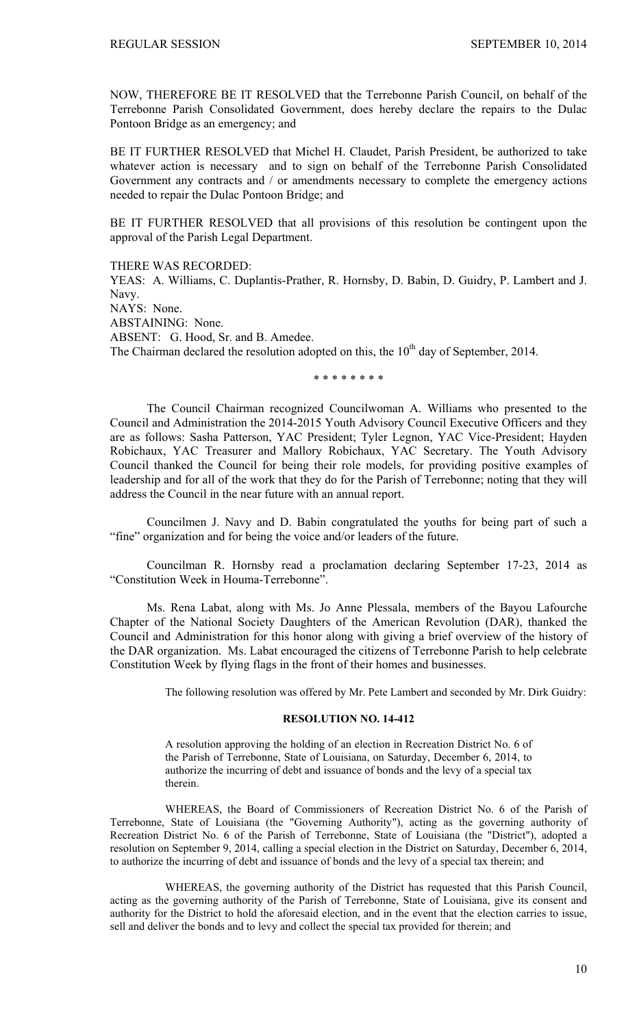NOW, THEREFORE BE IT RESOLVED that the Terrebonne Parish Council, on behalf of the Terrebonne Parish Consolidated Government, does hereby declare the repairs to the Dulac Pontoon Bridge as an emergency; and

BE IT FURTHER RESOLVED that Michel H. Claudet, Parish President, be authorized to take whatever action is necessary and to sign on behalf of the Terrebonne Parish Consolidated Government any contracts and / or amendments necessary to complete the emergency actions needed to repair the Dulac Pontoon Bridge; and

BE IT FURTHER RESOLVED that all provisions of this resolution be contingent upon the approval of the Parish Legal Department.

THERE WAS RECORDED:
YEAS: A. Williams, C. Duplantis-Prather, R. Hornsby, D. Babin, D. Guidry, P. Lambert and J. Navy.
NAYS: None.
ABSTAINING: None.
ABSENT: G. Hood, Sr. and B. Amedee.
The Chairman declared the resolution adopted on this, the 10th day of September, 2014.

\* \* \* \* \* \* \* \*

The Council Chairman recognized Councilwoman A. Williams who presented to the Council and Administration the 2014-2015 Youth Advisory Council Executive Officers and they are as follows: Sasha Patterson, YAC President; Tyler Legnon, YAC Vice-President; Hayden Robichaux, YAC Treasurer and Mallory Robichaux, YAC Secretary. The Youth Advisory Council thanked the Council for being their role models, for providing positive examples of leadership and for all of the work that they do for the Parish of Terrebonne; noting that they will address the Council in the near future with an annual report.

Councilmen J. Navy and D. Babin congratulated the youths for being part of such a "fine" organization and for being the voice and/or leaders of the future.

Councilman R. Hornsby read a proclamation declaring September 17-23, 2014 as "Constitution Week in Houma-Terrebonne".

Ms. Rena Labat, along with Ms. Jo Anne Plessala, members of the Bayou Lafourche Chapter of the National Society Daughters of the American Revolution (DAR), thanked the Council and Administration for this honor along with giving a brief overview of the history of the DAR organization. Ms. Labat encouraged the citizens of Terrebonne Parish to help celebrate Constitution Week by flying flags in the front of their homes and businesses.

The following resolution was offered by Mr. Pete Lambert and seconded by Mr. Dirk Guidry:

**RESOLUTION NO. 14-412**

A resolution approving the holding of an election in Recreation District No. 6 of the Parish of Terrebonne, State of Louisiana, on Saturday, December 6, 2014, to authorize the incurring of debt and issuance of bonds and the levy of a special tax therein.

WHEREAS, the Board of Commissioners of Recreation District No. 6 of the Parish of Terrebonne, State of Louisiana (the "Governing Authority"), acting as the governing authority of Recreation District No. 6 of the Parish of Terrebonne, State of Louisiana (the "District"), adopted a resolution on September 9, 2014, calling a special election in the District on Saturday, December 6, 2014, to authorize the incurring of debt and issuance of bonds and the levy of a special tax therein; and

WHEREAS, the governing authority of the District has requested that this Parish Council, acting as the governing authority of the Parish of Terrebonne, State of Louisiana, give its consent and authority for the District to hold the aforesaid election, and in the event that the election carries to issue, sell and deliver the bonds and to levy and collect the special tax provided for therein; and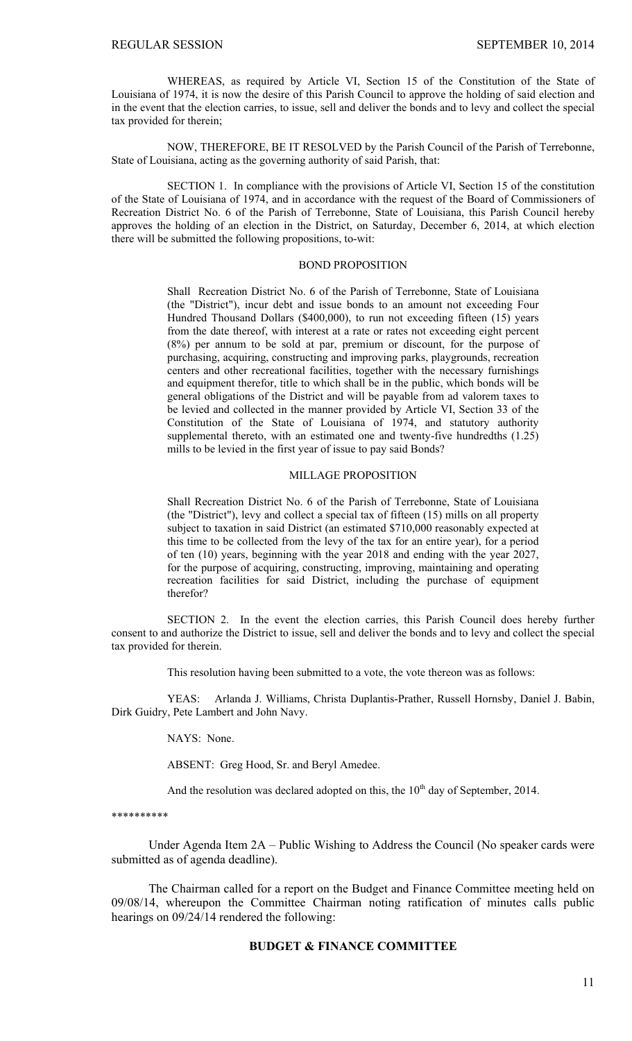WHEREAS, as required by Article VI, Section 15 of the Constitution of the State of Louisiana of 1974, it is now the desire of this Parish Council to approve the holding of said election and in the event that the election carries, to issue, sell and deliver the bonds and to levy and collect the special tax provided for therein;

NOW, THEREFORE, BE IT RESOLVED by the Parish Council of the Parish of Terrebonne, State of Louisiana, acting as the governing authority of said Parish, that:

SECTION 1. In compliance with the provisions of Article VI, Section 15 of the constitution of the State of Louisiana of 1974, and in accordance with the request of the Board of Commissioners of Recreation District No. 6 of the Parish of Terrebonne, State of Louisiana, this Parish Council hereby approves the holding of an election in the District, on Saturday, December 6, 2014, at which election there will be submitted the following propositions, to-wit:

BOND PROPOSITION

> Shall Recreation District No. 6 of the Parish of Terrebonne, State of Louisiana (the "District"), incur debt and issue bonds to an amount not exceeding Four Hundred Thousand Dollars ($400,000), to run not exceeding fifteen (15) years from the date thereof, with interest at a rate or rates not exceeding eight percent (8%) per annum to be sold at par, premium or discount, for the purpose of purchasing, acquiring, constructing and improving parks, playgrounds, recreation centers and other recreational facilities, together with the necessary furnishings and equipment therefor, title to which shall be in the public, which bonds will be general obligations of the District and will be payable from ad valorem taxes to be levied and collected in the manner provided by Article VI, Section 33 of the Constitution of the State of Louisiana of 1974, and statutory authority supplemental thereto, with an estimated one and twenty-five hundredths (1.25) mills to be levied in the first year of issue to pay said Bonds?

MILLAGE PROPOSITION

> Shall Recreation District No. 6 of the Parish of Terrebonne, State of Louisiana (the "District"), levy and collect a special tax of fifteen (15) mills on all property subject to taxation in said District (an estimated $710,000 reasonably expected at this time to be collected from the levy of the tax for an entire year), for a period of ten (10) years, beginning with the year 2018 and ending with the year 2027, for the purpose of acquiring, constructing, improving, maintaining and operating recreation facilities for said District, including the purchase of equipment therefor?

SECTION 2. In the event the election carries, this Parish Council does hereby further consent to and authorize the District to issue, sell and deliver the bonds and to levy and collect the special tax provided for therein.

This resolution having been submitted to a vote, the vote thereon was as follows:

YEAS: Arlanda J. Williams, Christa Duplantis-Prather, Russell Hornsby, Daniel J. Babin, Dirk Guidry, Pete Lambert and John Navy.

NAYS: None.

ABSENT: Greg Hood, Sr. and Beryl Amedee.

And the resolution was declared adopted on this, the 10th day of September, 2014.

**********

Under Agenda Item 2A – Public Wishing to Address the Council (No speaker cards were submitted as of agenda deadline).

The Chairman called for a report on the Budget and Finance Committee meeting held on 09/08/14, whereupon the Committee Chairman noting ratification of minutes calls public hearings on 09/24/14 rendered the following:

**BUDGET & FINANCE COMMITTEE**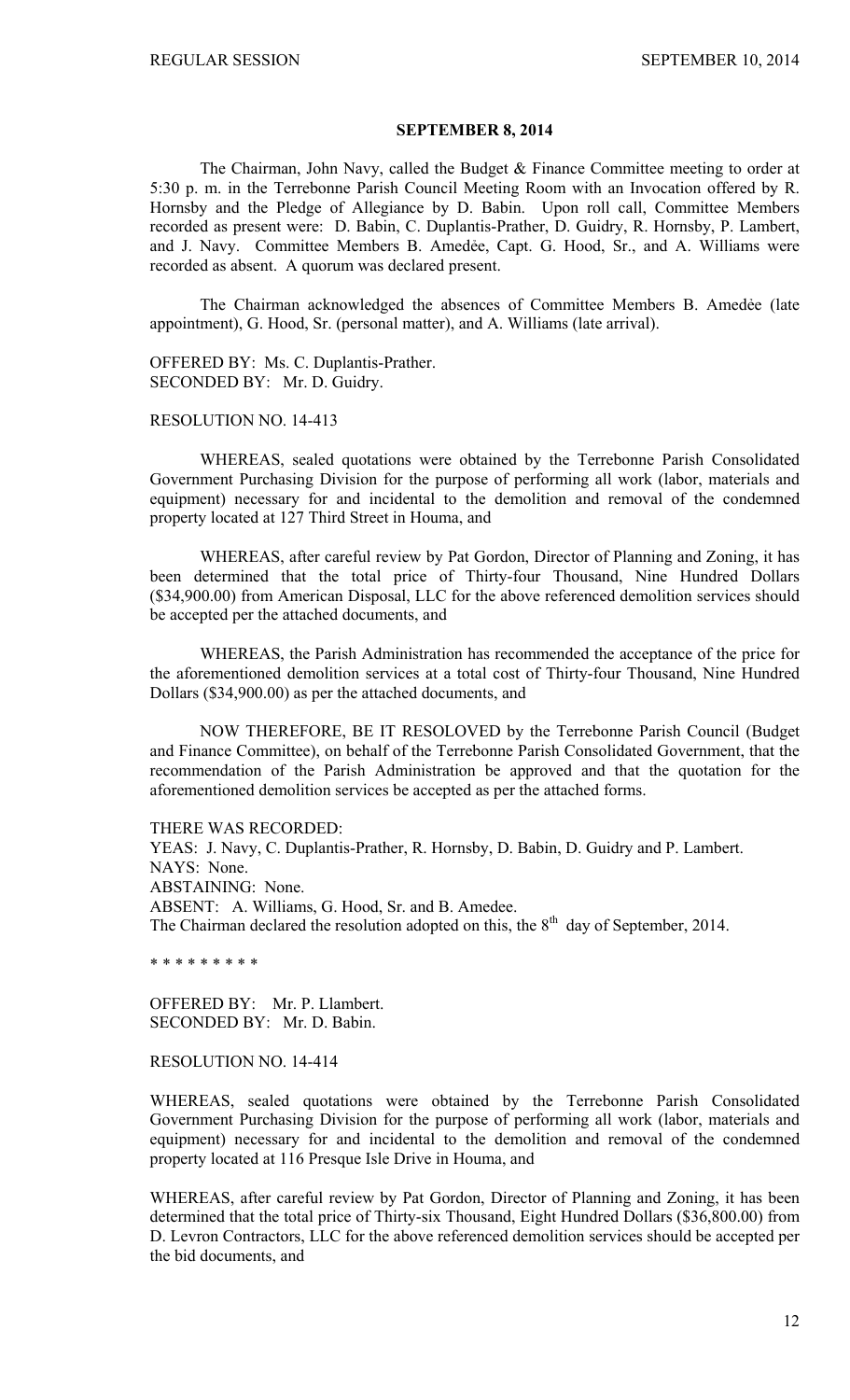**SEPTEMBER 8, 2014**

The Chairman, John Navy, called the Budget & Finance Committee meeting to order at 5:30 p. m. in the Terrebonne Parish Council Meeting Room with an Invocation offered by R. Hornsby and the Pledge of Allegiance by D. Babin. Upon roll call, Committee Members recorded as present were: D. Babin, C. Duplantis-Prather, D. Guidry, R. Hornsby, P. Lambert, and J. Navy. Committee Members B. Amedée, Capt. G. Hood, Sr., and A. Williams were recorded as absent. A quorum was declared present.

The Chairman acknowledged the absences of Committee Members B. Amedėe (late appointment), G. Hood, Sr. (personal matter), and A. Williams (late arrival).

OFFERED BY: Ms. C. Duplantis-Prather.
SECONDED BY: Mr. D. Guidry.

RESOLUTION NO. 14-413

WHEREAS, sealed quotations were obtained by the Terrebonne Parish Consolidated Government Purchasing Division for the purpose of performing all work (labor, materials and equipment) necessary for and incidental to the demolition and removal of the condemned property located at 127 Third Street in Houma, and

WHEREAS, after careful review by Pat Gordon, Director of Planning and Zoning, it has been determined that the total price of Thirty-four Thousand, Nine Hundred Dollars ($34,900.00) from American Disposal, LLC for the above referenced demolition services should be accepted per the attached documents, and

WHEREAS, the Parish Administration has recommended the acceptance of the price for the aforementioned demolition services at a total cost of Thirty-four Thousand, Nine Hundred Dollars ($34,900.00) as per the attached documents, and

NOW THEREFORE, BE IT RESOLOVED by the Terrebonne Parish Council (Budget and Finance Committee), on behalf of the Terrebonne Parish Consolidated Government, that the recommendation of the Parish Administration be approved and that the quotation for the aforementioned demolition services be accepted as per the attached forms.

THERE WAS RECORDED:
YEAS: J. Navy, C. Duplantis-Prather, R. Hornsby, D. Babin, D. Guidry and P. Lambert.
NAYS: None.
ABSTAINING: None.
ABSENT: A. Williams, G. Hood, Sr. and B. Amedee.
The Chairman declared the resolution adopted on this, the 8th day of September, 2014.

\* \* \* \* \* \* \* \* \*

OFFERED BY: Mr. P. Llambert.
SECONDED BY: Mr. D. Babin.

RESOLUTION NO. 14-414

WHEREAS, sealed quotations were obtained by the Terrebonne Parish Consolidated Government Purchasing Division for the purpose of performing all work (labor, materials and equipment) necessary for and incidental to the demolition and removal of the condemned property located at 116 Presque Isle Drive in Houma, and

WHEREAS, after careful review by Pat Gordon, Director of Planning and Zoning, it has been determined that the total price of Thirty-six Thousand, Eight Hundred Dollars ($36,800.00) from D. Levron Contractors, LLC for the above referenced demolition services should be accepted per the bid documents, and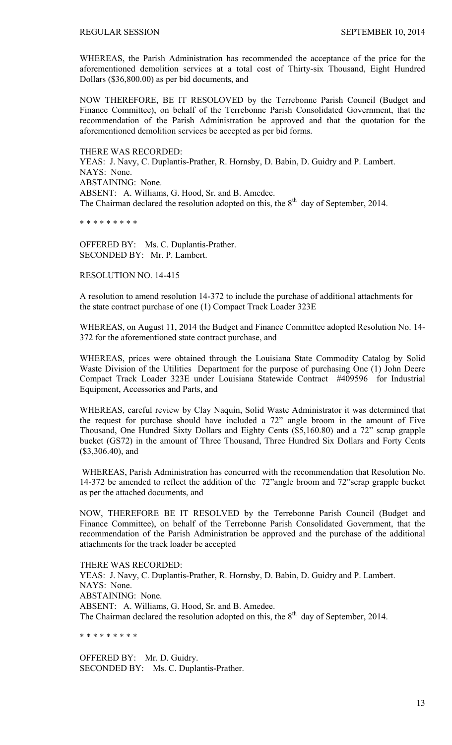WHEREAS, the Parish Administration has recommended the acceptance of the price for the aforementioned demolition services at a total cost of Thirty-six Thousand, Eight Hundred Dollars ($36,800.00) as per bid documents, and

NOW THEREFORE, BE IT RESOLOVED by the Terrebonne Parish Council (Budget and Finance Committee), on behalf of the Terrebonne Parish Consolidated Government, that the recommendation of the Parish Administration be approved and that the quotation for the aforementioned demolition services be accepted as per bid forms.

THERE WAS RECORDED:
YEAS: J. Navy, C. Duplantis-Prather, R. Hornsby, D. Babin, D. Guidry and P. Lambert.
NAYS: None.
ABSTAINING: None.
ABSENT: A. Williams, G. Hood, Sr. and B. Amedee.
The Chairman declared the resolution adopted on this, the 8th day of September, 2014.

\* \* \* \* \* \* \* \* \*

OFFERED BY: Ms. C. Duplantis-Prather.
SECONDED BY: Mr. P. Lambert.

RESOLUTION NO. 14-415

A resolution to amend resolution 14-372 to include the purchase of additional attachments for the state contract purchase of one (1) Compact Track Loader 323E

WHEREAS, on August 11, 2014 the Budget and Finance Committee adopted Resolution No. 14-372 for the aforementioned state contract purchase, and

WHEREAS, prices were obtained through the Louisiana State Commodity Catalog by Solid Waste Division of the Utilities Department for the purpose of purchasing One (1) John Deere Compact Track Loader 323E under Louisiana Statewide Contract #409596 for Industrial Equipment, Accessories and Parts, and

WHEREAS, careful review by Clay Naquin, Solid Waste Administrator it was determined that the request for purchase should have included a 72" angle broom in the amount of Five Thousand, One Hundred Sixty Dollars and Eighty Cents ($5,160.80) and a 72" scrap grapple bucket (GS72) in the amount of Three Thousand, Three Hundred Six Dollars and Forty Cents ($3,306.40), and

WHEREAS, Parish Administration has concurred with the recommendation that Resolution No. 14-372 be amended to reflect the addition of the 72"angle broom and 72"scrap grapple bucket as per the attached documents, and

NOW, THEREFORE BE IT RESOLVED by the Terrebonne Parish Council (Budget and Finance Committee), on behalf of the Terrebonne Parish Consolidated Government, that the recommendation of the Parish Administration be approved and the purchase of the additional attachments for the track loader be accepted

THERE WAS RECORDED:
YEAS: J. Navy, C. Duplantis-Prather, R. Hornsby, D. Babin, D. Guidry and P. Lambert.
NAYS: None.
ABSTAINING: None.
ABSENT: A. Williams, G. Hood, Sr. and B. Amedee.
The Chairman declared the resolution adopted on this, the 8th day of September, 2014.

\* \* \* \* \* \* \* \* \*

OFFERED BY: Mr. D. Guidry.
SECONDED BY: Ms. C. Duplantis-Prather.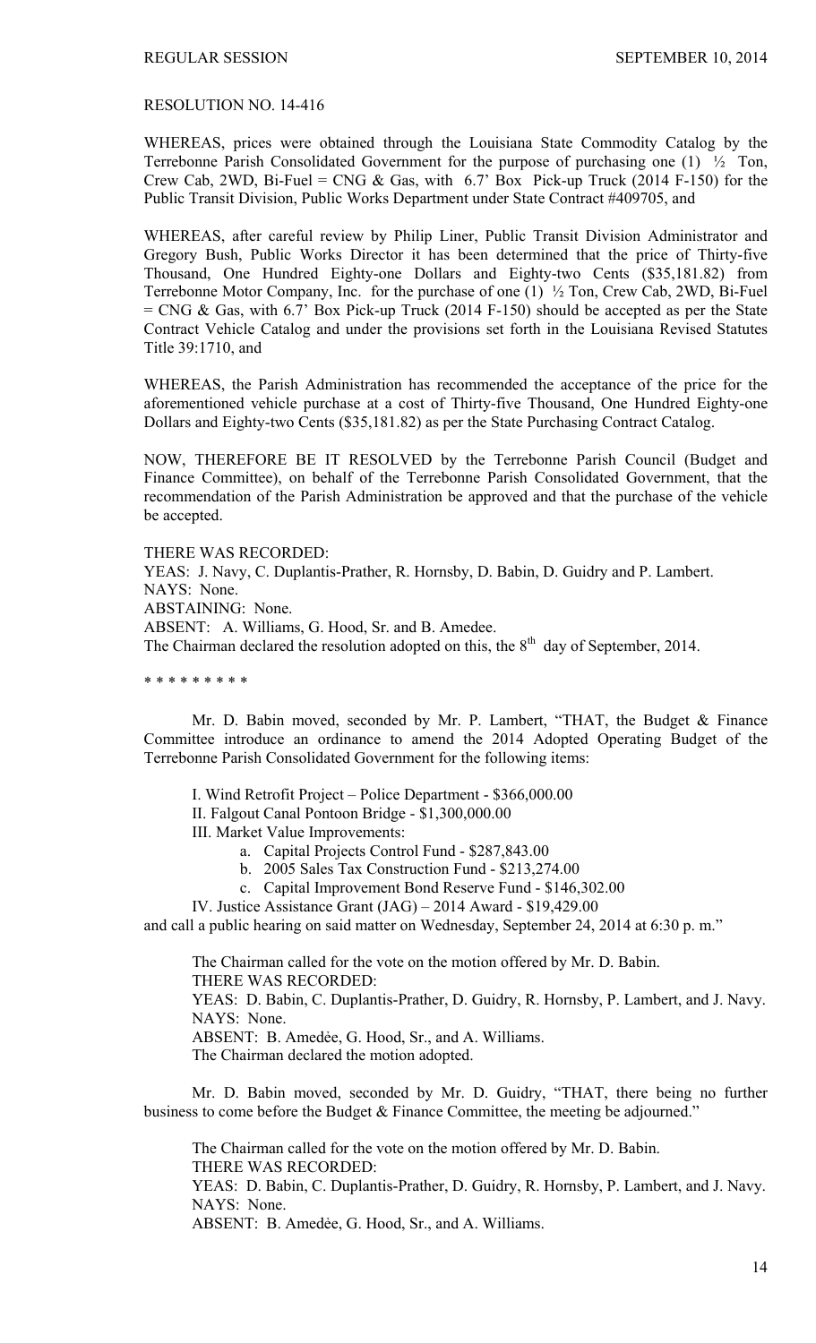RESOLUTION NO. 14-416

WHEREAS, prices were obtained through the Louisiana State Commodity Catalog by the Terrebonne Parish Consolidated Government for the purpose of purchasing one (1) ½ Ton, Crew Cab, 2WD, Bi-Fuel = CNG & Gas, with 6.7' Box Pick-up Truck (2014 F-150) for the Public Transit Division, Public Works Department under State Contract #409705, and

WHEREAS, after careful review by Philip Liner, Public Transit Division Administrator and Gregory Bush, Public Works Director it has been determined that the price of Thirty-five Thousand, One Hundred Eighty-one Dollars and Eighty-two Cents ($35,181.82) from Terrebonne Motor Company, Inc. for the purchase of one (1) ½ Ton, Crew Cab, 2WD, Bi-Fuel = CNG & Gas, with 6.7' Box Pick-up Truck (2014 F-150) should be accepted as per the State Contract Vehicle Catalog and under the provisions set forth in the Louisiana Revised Statutes Title 39:1710, and

WHEREAS, the Parish Administration has recommended the acceptance of the price for the aforementioned vehicle purchase at a cost of Thirty-five Thousand, One Hundred Eighty-one Dollars and Eighty-two Cents ($35,181.82) as per the State Purchasing Contract Catalog.

NOW, THEREFORE BE IT RESOLVED by the Terrebonne Parish Council (Budget and Finance Committee), on behalf of the Terrebonne Parish Consolidated Government, that the recommendation of the Parish Administration be approved and that the purchase of the vehicle be accepted.

THERE WAS RECORDED:
YEAS: J. Navy, C. Duplantis-Prather, R. Hornsby, D. Babin, D. Guidry and P. Lambert.
NAYS: None.
ABSTAINING: None.
ABSENT: A. Williams, G. Hood, Sr. and B. Amedee.
The Chairman declared the resolution adopted on this, the 8th day of September, 2014.

* * * * * * * * *

Mr. D. Babin moved, seconded by Mr. P. Lambert, "THAT, the Budget & Finance Committee introduce an ordinance to amend the 2014 Adopted Operating Budget of the Terrebonne Parish Consolidated Government for the following items:

I. Wind Retrofit Project – Police Department - $366,000.00
II. Falgout Canal Pontoon Bridge - $1,300,000.00
III. Market Value Improvements:
  a. Capital Projects Control Fund - $287,843.00
  b. 2005 Sales Tax Construction Fund - $213,274.00
  c. Capital Improvement Bond Reserve Fund - $146,302.00
IV. Justice Assistance Grant (JAG) – 2014 Award - $19,429.00

and call a public hearing on said matter on Wednesday, September 24, 2014 at 6:30 p. m."

The Chairman called for the vote on the motion offered by Mr. D. Babin.
THERE WAS RECORDED:
YEAS: D. Babin, C. Duplantis-Prather, D. Guidry, R. Hornsby, P. Lambert, and J. Navy.
NAYS: None.
ABSENT: B. Amedѐe, G. Hood, Sr., and A. Williams.
The Chairman declared the motion adopted.

Mr. D. Babin moved, seconded by Mr. D. Guidry, "THAT, there being no further business to come before the Budget & Finance Committee, the meeting be adjourned."

The Chairman called for the vote on the motion offered by Mr. D. Babin.
THERE WAS RECORDED:
YEAS: D. Babin, C. Duplantis-Prather, D. Guidry, R. Hornsby, P. Lambert, and J. Navy.
NAYS: None.
ABSENT: B. Amedѐe, G. Hood, Sr., and A. Williams.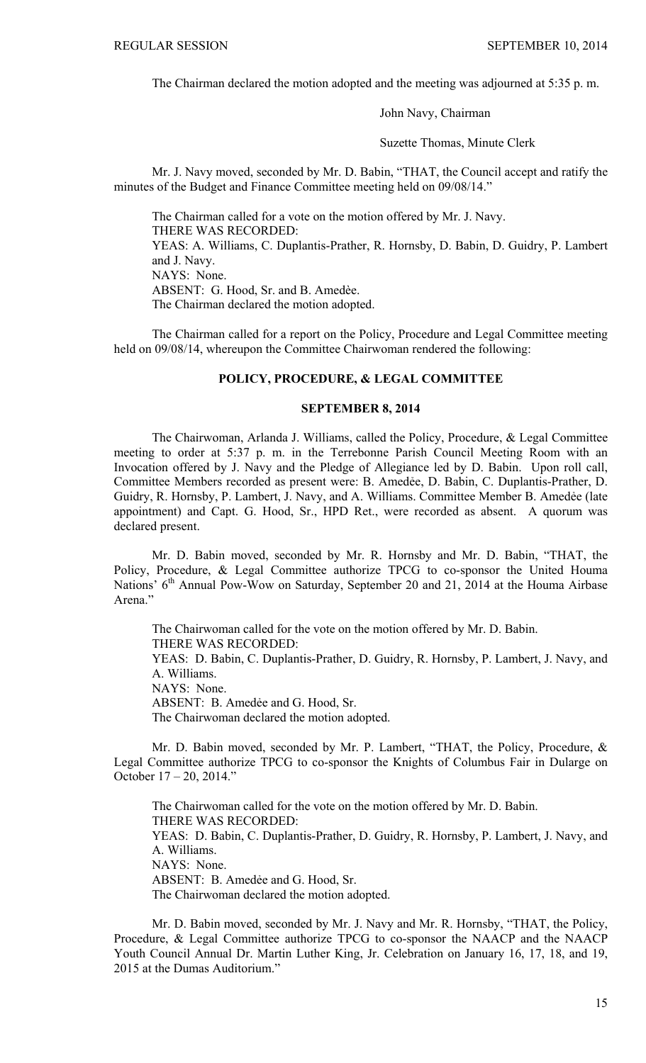The Chairman declared the motion adopted and the meeting was adjourned at 5:35 p. m.

John Navy, Chairman

Suzette Thomas, Minute Clerk

Mr. J. Navy moved, seconded by Mr. D. Babin, "THAT, the Council accept and ratify the minutes of the Budget and Finance Committee meeting held on 09/08/14."

The Chairman called for a vote on the motion offered by Mr. J. Navy.
THERE WAS RECORDED:
YEAS: A. Williams, C. Duplantis-Prather, R. Hornsby, D. Babin, D. Guidry, P. Lambert and J. Navy.
NAYS: None.
ABSENT: G. Hood, Sr. and B. Amedèe.
The Chairman declared the motion adopted.

The Chairman called for a report on the Policy, Procedure and Legal Committee meeting held on 09/08/14, whereupon the Committee Chairwoman rendered the following:

## POLICY, PROCEDURE, & LEGAL COMMITTEE

## SEPTEMBER 8, 2014

The Chairwoman, Arlanda J. Williams, called the Policy, Procedure, & Legal Committee meeting to order at 5:37 p. m. in the Terrebonne Parish Council Meeting Room with an Invocation offered by J. Navy and the Pledge of Allegiance led by D. Babin. Upon roll call, Committee Members recorded as present were: B. Amedѐe, D. Babin, C. Duplantis-Prather, D. Guidry, R. Hornsby, P. Lambert, J. Navy, and A. Williams. Committee Member B. Amedѐe (late appointment) and Capt. G. Hood, Sr., HPD Ret., were recorded as absent. A quorum was declared present.

Mr. D. Babin moved, seconded by Mr. R. Hornsby and Mr. D. Babin, "THAT, the Policy, Procedure, & Legal Committee authorize TPCG to co-sponsor the United Houma Nations' 6th Annual Pow-Wow on Saturday, September 20 and 21, 2014 at the Houma Airbase Arena."

The Chairwoman called for the vote on the motion offered by Mr. D. Babin.
THERE WAS RECORDED:
YEAS: D. Babin, C. Duplantis-Prather, D. Guidry, R. Hornsby, P. Lambert, J. Navy, and A. Williams.
NAYS: None.
ABSENT: B. Amedѐe and G. Hood, Sr.
The Chairwoman declared the motion adopted.

Mr. D. Babin moved, seconded by Mr. P. Lambert, "THAT, the Policy, Procedure, & Legal Committee authorize TPCG to co-sponsor the Knights of Columbus Fair in Dularge on October 17 – 20, 2014."

The Chairwoman called for the vote on the motion offered by Mr. D. Babin.
THERE WAS RECORDED:
YEAS: D. Babin, C. Duplantis-Prather, D. Guidry, R. Hornsby, P. Lambert, J. Navy, and A. Williams.
NAYS: None.
ABSENT: B. Amedѐe and G. Hood, Sr.
The Chairwoman declared the motion adopted.

Mr. D. Babin moved, seconded by Mr. J. Navy and Mr. R. Hornsby, "THAT, the Policy, Procedure, & Legal Committee authorize TPCG to co-sponsor the NAACP and the NAACP Youth Council Annual Dr. Martin Luther King, Jr. Celebration on January 16, 17, 18, and 19, 2015 at the Dumas Auditorium."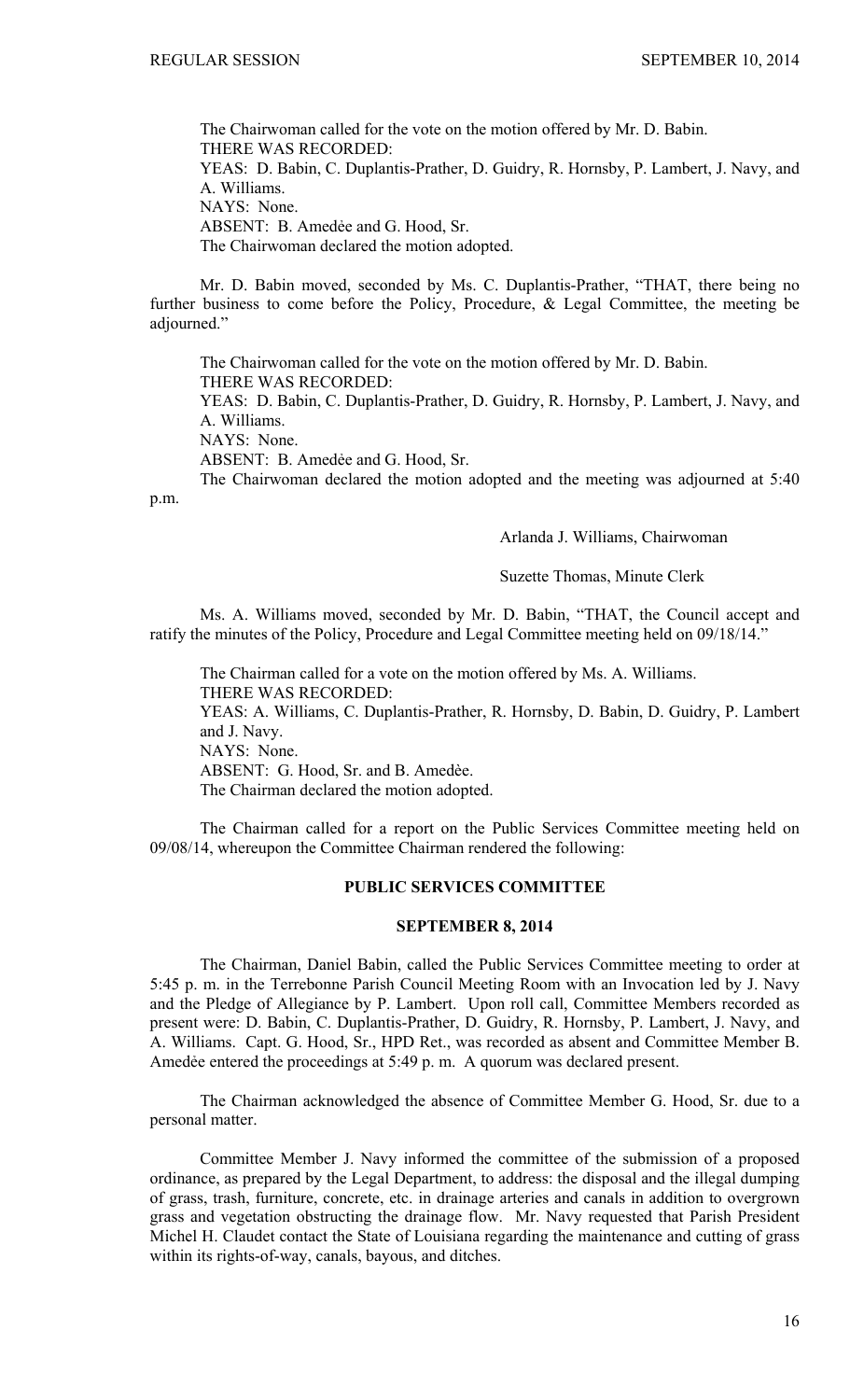The Chairwoman called for the vote on the motion offered by Mr. D. Babin.
THERE WAS RECORDED:
YEAS: D. Babin, C. Duplantis-Prather, D. Guidry, R. Hornsby, P. Lambert, J. Navy, and A. Williams.
NAYS: None.
ABSENT: B. Amedẻe and G. Hood, Sr.
The Chairwoman declared the motion adopted.

Mr. D. Babin moved, seconded by Ms. C. Duplantis-Prather, "THAT, there being no further business to come before the Policy, Procedure, & Legal Committee, the meeting be adjourned."

The Chairwoman called for the vote on the motion offered by Mr. D. Babin.
THERE WAS RECORDED:
YEAS: D. Babin, C. Duplantis-Prather, D. Guidry, R. Hornsby, P. Lambert, J. Navy, and A. Williams.
NAYS: None.
ABSENT: B. Amedẻe and G. Hood, Sr.
The Chairwoman declared the motion adopted and the meeting was adjourned at 5:40 p.m.

Arlanda J. Williams, Chairwoman

Suzette Thomas, Minute Clerk

Ms. A. Williams moved, seconded by Mr. D. Babin, "THAT, the Council accept and ratify the minutes of the Policy, Procedure and Legal Committee meeting held on 09/18/14."

The Chairman called for a vote on the motion offered by Ms. A. Williams.
THERE WAS RECORDED:
YEAS: A. Williams, C. Duplantis-Prather, R. Hornsby, D. Babin, D. Guidry, P. Lambert and J. Navy.
NAYS: None.
ABSENT: G. Hood, Sr. and B. Amedѐe.
The Chairman declared the motion adopted.

The Chairman called for a report on the Public Services Committee meeting held on 09/08/14, whereupon the Committee Chairman rendered the following:

## PUBLIC SERVICES COMMITTEE

### SEPTEMBER 8, 2014

The Chairman, Daniel Babin, called the Public Services Committee meeting to order at 5:45 p. m. in the Terrebonne Parish Council Meeting Room with an Invocation led by J. Navy and the Pledge of Allegiance by P. Lambert. Upon roll call, Committee Members recorded as present were: D. Babin, C. Duplantis-Prather, D. Guidry, R. Hornsby, P. Lambert, J. Navy, and A. Williams. Capt. G. Hood, Sr., HPD Ret., was recorded as absent and Committee Member B. Amedѐe entered the proceedings at 5:49 p. m. A quorum was declared present.

The Chairman acknowledged the absence of Committee Member G. Hood, Sr. due to a personal matter.

Committee Member J. Navy informed the committee of the submission of a proposed ordinance, as prepared by the Legal Department, to address: the disposal and the illegal dumping of grass, trash, furniture, concrete, etc. in drainage arteries and canals in addition to overgrown grass and vegetation obstructing the drainage flow. Mr. Navy requested that Parish President Michel H. Claudet contact the State of Louisiana regarding the maintenance and cutting of grass within its rights-of-way, canals, bayous, and ditches.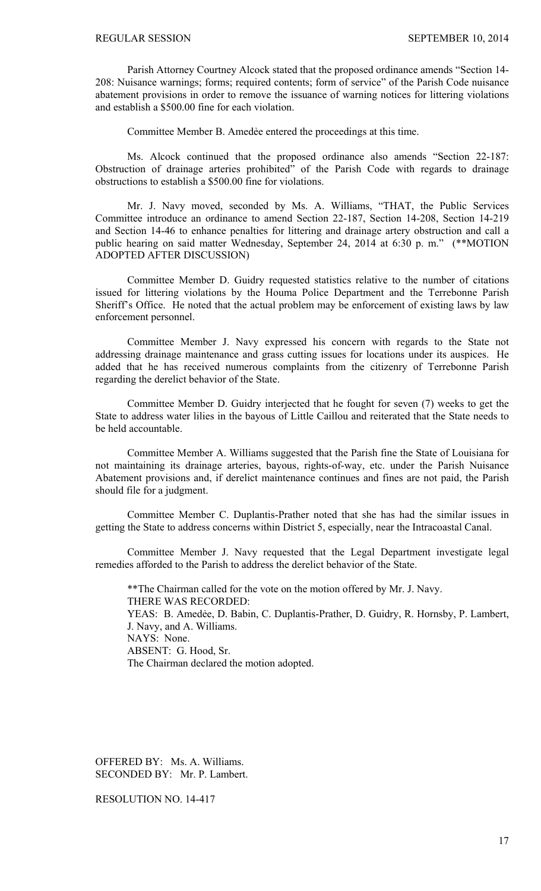Parish Attorney Courtney Alcock stated that the proposed ordinance amends "Section 14-208: Nuisance warnings; forms; required contents; form of service" of the Parish Code nuisance abatement provisions in order to remove the issuance of warning notices for littering violations and establish a $500.00 fine for each violation.

Committee Member B. Amedẻe entered the proceedings at this time.

Ms. Alcock continued that the proposed ordinance also amends "Section 22-187: Obstruction of drainage arteries prohibited" of the Parish Code with regards to drainage obstructions to establish a $500.00 fine for violations.

Mr. J. Navy moved, seconded by Ms. A. Williams, "THAT, the Public Services Committee introduce an ordinance to amend Section 22-187, Section 14-208, Section 14-219 and Section 14-46 to enhance penalties for littering and drainage artery obstruction and call a public hearing on said matter Wednesday, September 24, 2014 at 6:30 p. m." (**MOTION ADOPTED AFTER DISCUSSION)

Committee Member D. Guidry requested statistics relative to the number of citations issued for littering violations by the Houma Police Department and the Terrebonne Parish Sheriff's Office. He noted that the actual problem may be enforcement of existing laws by law enforcement personnel.

Committee Member J. Navy expressed his concern with regards to the State not addressing drainage maintenance and grass cutting issues for locations under its auspices. He added that he has received numerous complaints from the citizenry of Terrebonne Parish regarding the derelict behavior of the State.

Committee Member D. Guidry interjected that he fought for seven (7) weeks to get the State to address water lilies in the bayous of Little Caillou and reiterated that the State needs to be held accountable.

Committee Member A. Williams suggested that the Parish fine the State of Louisiana for not maintaining its drainage arteries, bayous, rights-of-way, etc. under the Parish Nuisance Abatement provisions and, if derelict maintenance continues and fines are not paid, the Parish should file for a judgment.

Committee Member C. Duplantis-Prather noted that she has had the similar issues in getting the State to address concerns within District 5, especially, near the Intracoastal Canal.

Committee Member J. Navy requested that the Legal Department investigate legal remedies afforded to the Parish to address the derelict behavior of the State.

**The Chairman called for the vote on the motion offered by Mr. J. Navy.
THERE WAS RECORDED:
YEAS: B. Amedẻe, D. Babin, C. Duplantis-Prather, D. Guidry, R. Hornsby, P. Lambert, J. Navy, and A. Williams.
NAYS: None.
ABSENT: G. Hood, Sr.
The Chairman declared the motion adopted.

OFFERED BY: Ms. A. Williams.
SECONDED BY: Mr. P. Lambert.

RESOLUTION NO. 14-417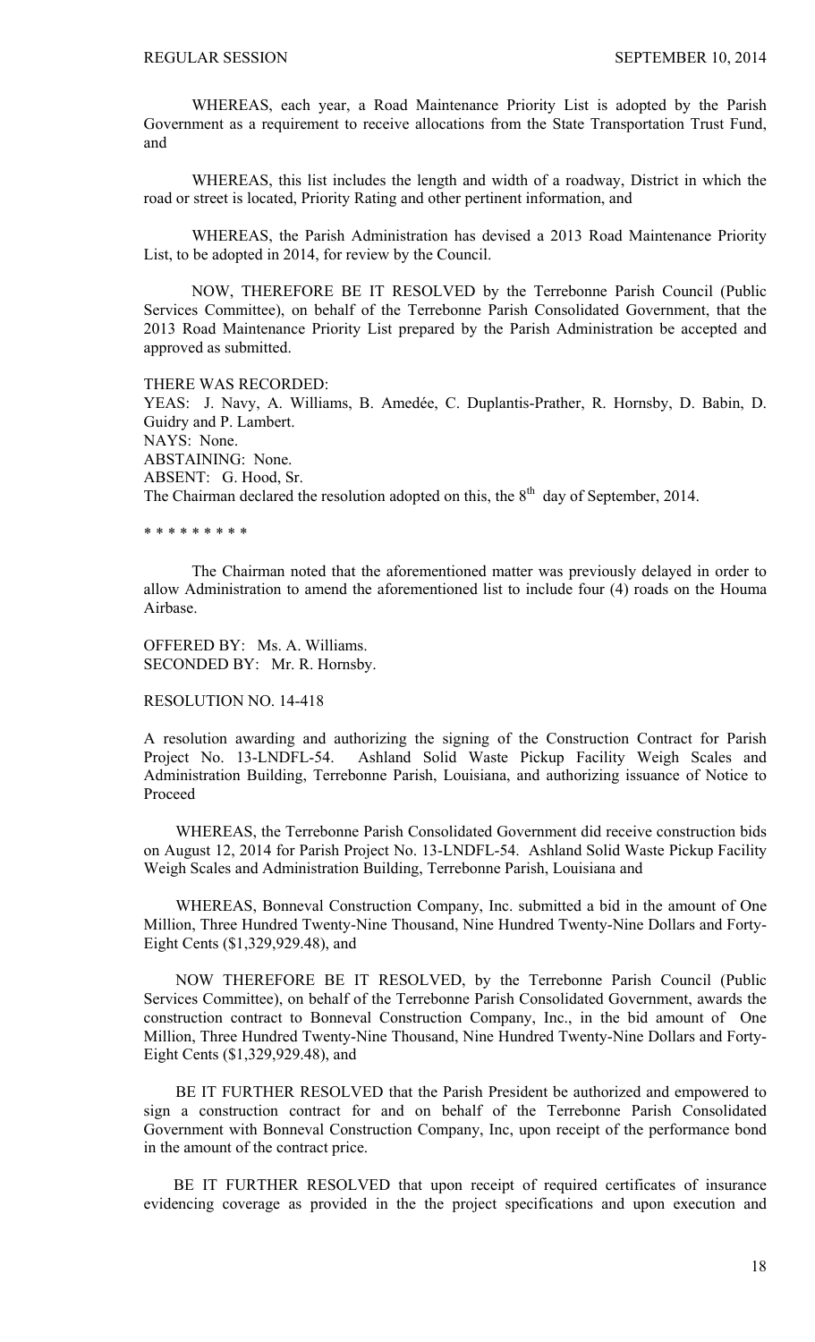WHEREAS, each year, a Road Maintenance Priority List is adopted by the Parish Government as a requirement to receive allocations from the State Transportation Trust Fund, and

WHEREAS, this list includes the length and width of a roadway, District in which the road or street is located, Priority Rating and other pertinent information, and

WHEREAS, the Parish Administration has devised a 2013 Road Maintenance Priority List, to be adopted in 2014, for review by the Council.

NOW, THEREFORE BE IT RESOLVED by the Terrebonne Parish Council (Public Services Committee), on behalf of the Terrebonne Parish Consolidated Government, that the 2013 Road Maintenance Priority List prepared by the Parish Administration be accepted and approved as submitted.

THERE WAS RECORDED:
YEAS: J. Navy, A. Williams, B. Amedée, C. Duplantis-Prather, R. Hornsby, D. Babin, D. Guidry and P. Lambert.
NAYS: None.
ABSTAINING: None.
ABSENT: G. Hood, Sr.
The Chairman declared the resolution adopted on this, the 8th day of September, 2014.

* * * * * * * * *

The Chairman noted that the aforementioned matter was previously delayed in order to allow Administration to amend the aforementioned list to include four (4) roads on the Houma Airbase.

OFFERED BY: Ms. A. Williams.
SECONDED BY: Mr. R. Hornsby.

RESOLUTION NO. 14-418

A resolution awarding and authorizing the signing of the Construction Contract for Parish Project No. 13-LNDFL-54. Ashland Solid Waste Pickup Facility Weigh Scales and Administration Building, Terrebonne Parish, Louisiana, and authorizing issuance of Notice to Proceed

WHEREAS, the Terrebonne Parish Consolidated Government did receive construction bids on August 12, 2014 for Parish Project No. 13-LNDFL-54. Ashland Solid Waste Pickup Facility Weigh Scales and Administration Building, Terrebonne Parish, Louisiana and

WHEREAS, Bonneval Construction Company, Inc. submitted a bid in the amount of One Million, Three Hundred Twenty-Nine Thousand, Nine Hundred Twenty-Nine Dollars and Forty-Eight Cents ($1,329,929.48), and

NOW THEREFORE BE IT RESOLVED, by the Terrebonne Parish Council (Public Services Committee), on behalf of the Terrebonne Parish Consolidated Government, awards the construction contract to Bonneval Construction Company, Inc., in the bid amount of One Million, Three Hundred Twenty-Nine Thousand, Nine Hundred Twenty-Nine Dollars and Forty-Eight Cents ($1,329,929.48), and

BE IT FURTHER RESOLVED that the Parish President be authorized and empowered to sign a construction contract for and on behalf of the Terrebonne Parish Consolidated Government with Bonneval Construction Company, Inc, upon receipt of the performance bond in the amount of the contract price.

BE IT FURTHER RESOLVED that upon receipt of required certificates of insurance evidencing coverage as provided in the the project specifications and upon execution and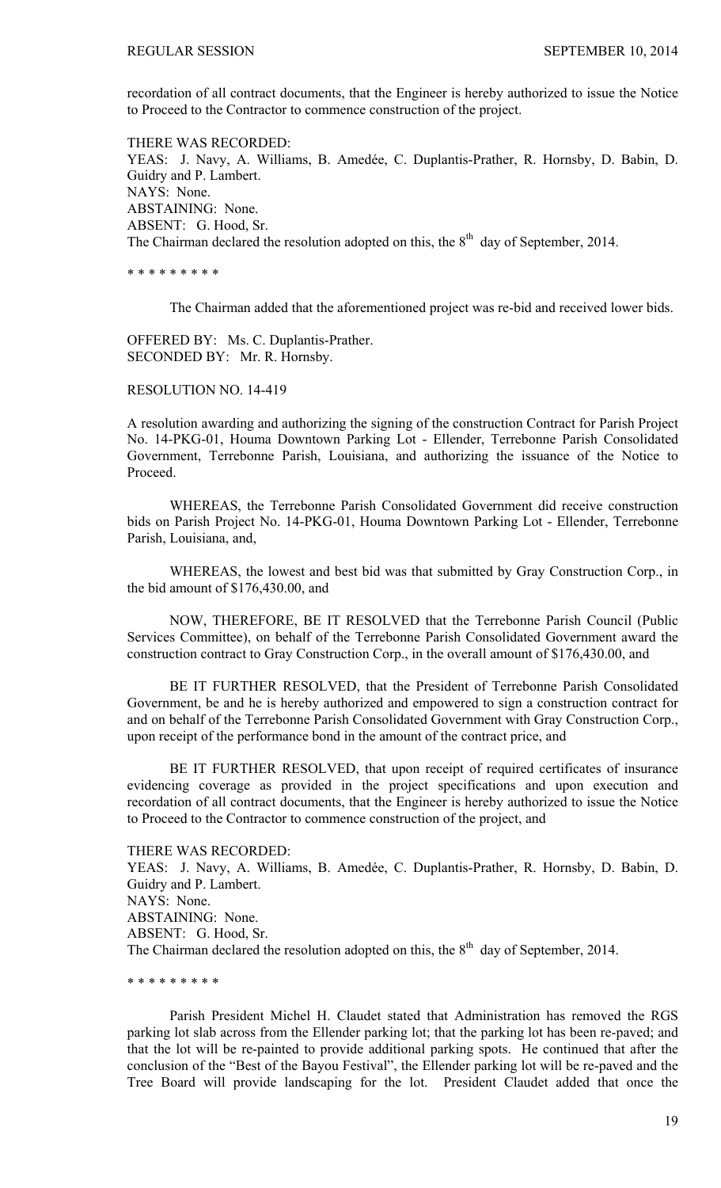recordation of all contract documents, that the Engineer is hereby authorized to issue the Notice to Proceed to the Contractor to commence construction of the project.

THERE WAS RECORDED:
YEAS: J. Navy, A. Williams, B. Amedée, C. Duplantis-Prather, R. Hornsby, D. Babin, D. Guidry and P. Lambert.
NAYS: None.
ABSTAINING: None.
ABSENT: G. Hood, Sr.
The Chairman declared the resolution adopted on this, the 8th day of September, 2014.

\* \* \* \* \* \* \* \* \*

The Chairman added that the aforementioned project was re-bid and received lower bids.

OFFERED BY: Ms. C. Duplantis-Prather.
SECONDED BY: Mr. R. Hornsby.

RESOLUTION NO. 14-419

A resolution awarding and authorizing the signing of the construction Contract for Parish Project No. 14-PKG-01, Houma Downtown Parking Lot - Ellender, Terrebonne Parish Consolidated Government, Terrebonne Parish, Louisiana, and authorizing the issuance of the Notice to Proceed.

WHEREAS, the Terrebonne Parish Consolidated Government did receive construction bids on Parish Project No. 14-PKG-01, Houma Downtown Parking Lot - Ellender, Terrebonne Parish, Louisiana, and,

WHEREAS, the lowest and best bid was that submitted by Gray Construction Corp., in the bid amount of $176,430.00, and

NOW, THEREFORE, BE IT RESOLVED that the Terrebonne Parish Council (Public Services Committee), on behalf of the Terrebonne Parish Consolidated Government award the construction contract to Gray Construction Corp., in the overall amount of $176,430.00, and

BE IT FURTHER RESOLVED, that the President of Terrebonne Parish Consolidated Government, be and he is hereby authorized and empowered to sign a construction contract for and on behalf of the Terrebonne Parish Consolidated Government with Gray Construction Corp., upon receipt of the performance bond in the amount of the contract price, and

BE IT FURTHER RESOLVED, that upon receipt of required certificates of insurance evidencing coverage as provided in the project specifications and upon execution and recordation of all contract documents, that the Engineer is hereby authorized to issue the Notice to Proceed to the Contractor to commence construction of the project, and

THERE WAS RECORDED:
YEAS: J. Navy, A. Williams, B. Amedée, C. Duplantis-Prather, R. Hornsby, D. Babin, D. Guidry and P. Lambert.
NAYS: None.
ABSTAINING: None.
ABSENT: G. Hood, Sr.
The Chairman declared the resolution adopted on this, the 8th day of September, 2014.

\* \* \* \* \* \* \* \* \*

Parish President Michel H. Claudet stated that Administration has removed the RGS parking lot slab across from the Ellender parking lot; that the parking lot has been re-paved; and that the lot will be re-painted to provide additional parking spots. He continued that after the conclusion of the "Best of the Bayou Festival", the Ellender parking lot will be re-paved and the Tree Board will provide landscaping for the lot. President Claudet added that once the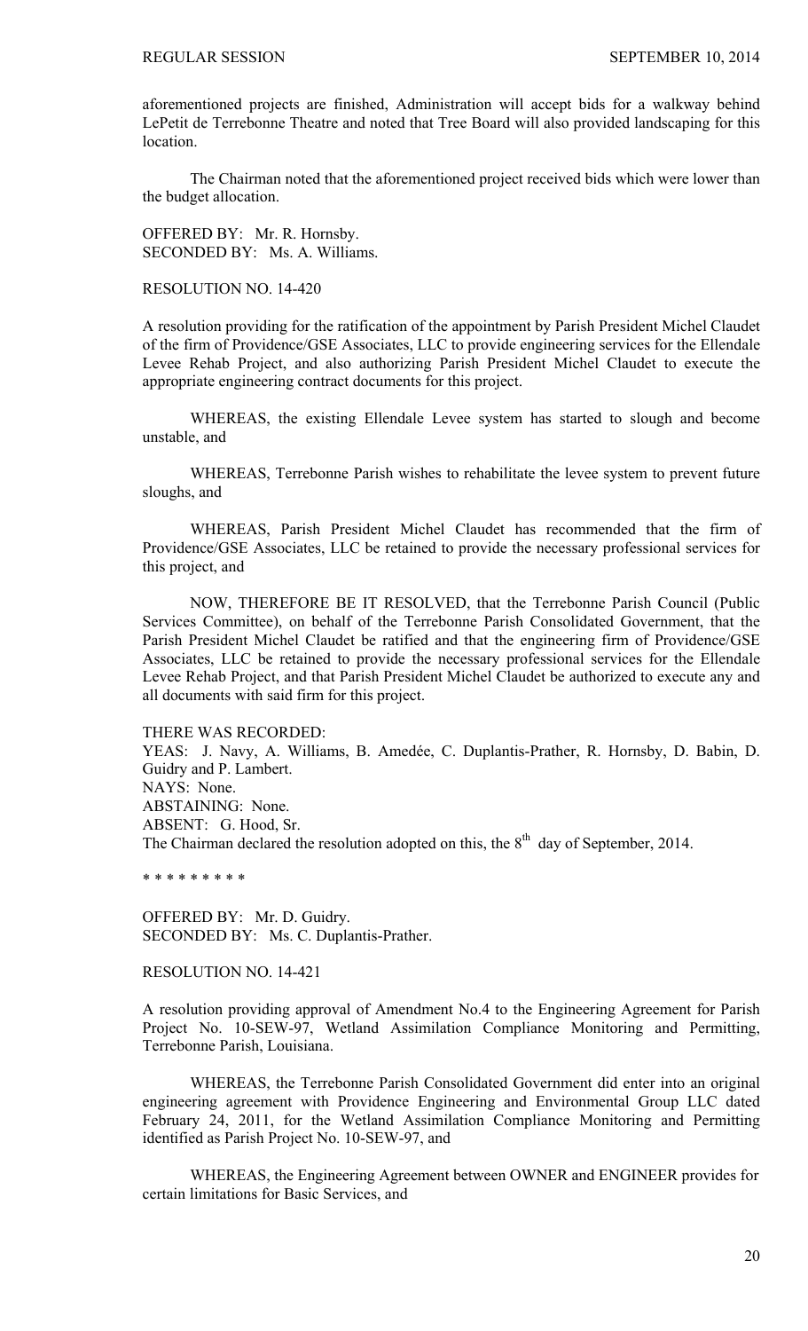aforementioned projects are finished, Administration will accept bids for a walkway behind LePetit de Terrebonne Theatre and noted that Tree Board will also provided landscaping for this location.

The Chairman noted that the aforementioned project received bids which were lower than the budget allocation.

OFFERED BY: Mr. R. Hornsby.
SECONDED BY: Ms. A. Williams.

RESOLUTION NO. 14-420

A resolution providing for the ratification of the appointment by Parish President Michel Claudet of the firm of Providence/GSE Associates, LLC to provide engineering services for the Ellendale Levee Rehab Project, and also authorizing Parish President Michel Claudet to execute the appropriate engineering contract documents for this project.

WHEREAS, the existing Ellendale Levee system has started to slough and become unstable, and

WHEREAS, Terrebonne Parish wishes to rehabilitate the levee system to prevent future sloughs, and

WHEREAS, Parish President Michel Claudet has recommended that the firm of Providence/GSE Associates, LLC be retained to provide the necessary professional services for this project, and

NOW, THEREFORE BE IT RESOLVED, that the Terrebonne Parish Council (Public Services Committee), on behalf of the Terrebonne Parish Consolidated Government, that the Parish President Michel Claudet be ratified and that the engineering firm of Providence/GSE Associates, LLC be retained to provide the necessary professional services for the Ellendale Levee Rehab Project, and that Parish President Michel Claudet be authorized to execute any and all documents with said firm for this project.

THERE WAS RECORDED:
YEAS: J. Navy, A. Williams, B. Amedée, C. Duplantis-Prather, R. Hornsby, D. Babin, D. Guidry and P. Lambert.
NAYS: None.
ABSTAINING: None.
ABSENT: G. Hood, Sr.
The Chairman declared the resolution adopted on this, the 8th day of September, 2014.

* * * * * * * * *

OFFERED BY: Mr. D. Guidry.
SECONDED BY: Ms. C. Duplantis-Prather.

RESOLUTION NO. 14-421

A resolution providing approval of Amendment No.4 to the Engineering Agreement for Parish Project No. 10-SEW-97, Wetland Assimilation Compliance Monitoring and Permitting, Terrebonne Parish, Louisiana.

WHEREAS, the Terrebonne Parish Consolidated Government did enter into an original engineering agreement with Providence Engineering and Environmental Group LLC dated February 24, 2011, for the Wetland Assimilation Compliance Monitoring and Permitting identified as Parish Project No. 10-SEW-97, and

WHEREAS, the Engineering Agreement between OWNER and ENGINEER provides for certain limitations for Basic Services, and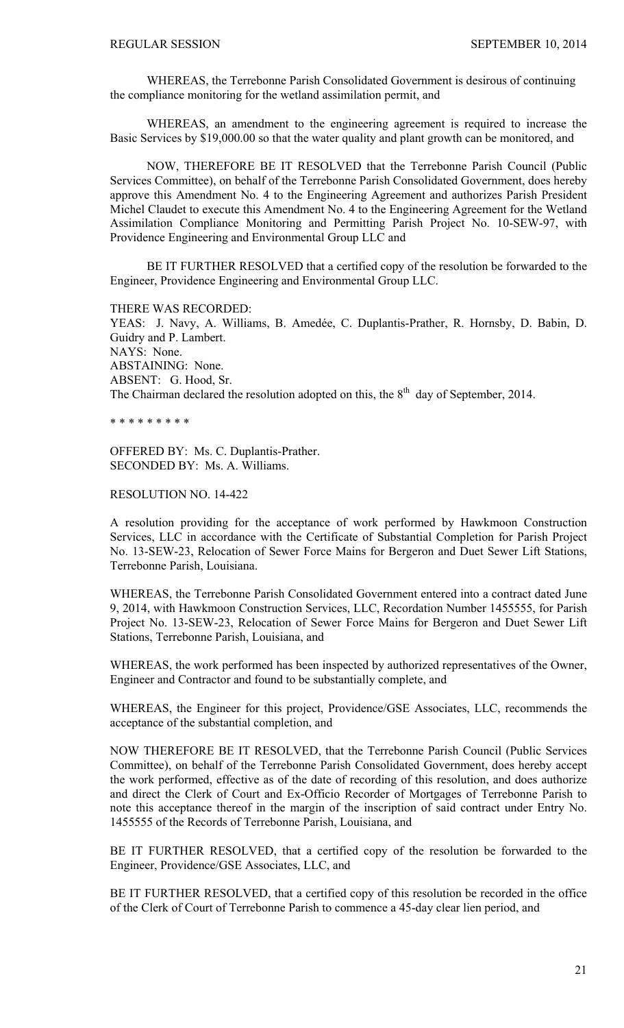WHEREAS, the Terrebonne Parish Consolidated Government is desirous of continuing the compliance monitoring for the wetland assimilation permit, and

WHEREAS, an amendment to the engineering agreement is required to increase the Basic Services by $19,000.00 so that the water quality and plant growth can be monitored, and

NOW, THEREFORE BE IT RESOLVED that the Terrebonne Parish Council (Public Services Committee), on behalf of the Terrebonne Parish Consolidated Government, does hereby approve this Amendment No. 4 to the Engineering Agreement and authorizes Parish President Michel Claudet to execute this Amendment No. 4 to the Engineering Agreement for the Wetland Assimilation Compliance Monitoring and Permitting Parish Project No. 10-SEW-97, with Providence Engineering and Environmental Group LLC and

BE IT FURTHER RESOLVED that a certified copy of the resolution be forwarded to the Engineer, Providence Engineering and Environmental Group LLC.

THERE WAS RECORDED:
YEAS: J. Navy, A. Williams, B. Amedée, C. Duplantis-Prather, R. Hornsby, D. Babin, D. Guidry and P. Lambert.
NAYS: None.
ABSTAINING: None.
ABSENT: G. Hood, Sr.
The Chairman declared the resolution adopted on this, the 8th day of September, 2014.

* * * * * * * * *

OFFERED BY: Ms. C. Duplantis-Prather.
SECONDED BY: Ms. A. Williams.

RESOLUTION NO. 14-422

A resolution providing for the acceptance of work performed by Hawkmoon Construction Services, LLC in accordance with the Certificate of Substantial Completion for Parish Project No. 13-SEW-23, Relocation of Sewer Force Mains for Bergeron and Duet Sewer Lift Stations, Terrebonne Parish, Louisiana.

WHEREAS, the Terrebonne Parish Consolidated Government entered into a contract dated June 9, 2014, with Hawkmoon Construction Services, LLC, Recordation Number 1455555, for Parish Project No. 13-SEW-23, Relocation of Sewer Force Mains for Bergeron and Duet Sewer Lift Stations, Terrebonne Parish, Louisiana, and

WHEREAS, the work performed has been inspected by authorized representatives of the Owner, Engineer and Contractor and found to be substantially complete, and

WHEREAS, the Engineer for this project, Providence/GSE Associates, LLC, recommends the acceptance of the substantial completion, and

NOW THEREFORE BE IT RESOLVED, that the Terrebonne Parish Council (Public Services Committee), on behalf of the Terrebonne Parish Consolidated Government, does hereby accept the work performed, effective as of the date of recording of this resolution, and does authorize and direct the Clerk of Court and Ex-Officio Recorder of Mortgages of Terrebonne Parish to note this acceptance thereof in the margin of the inscription of said contract under Entry No. 1455555 of the Records of Terrebonne Parish, Louisiana, and

BE IT FURTHER RESOLVED, that a certified copy of the resolution be forwarded to the Engineer, Providence/GSE Associates, LLC, and

BE IT FURTHER RESOLVED, that a certified copy of this resolution be recorded in the office of the Clerk of Court of Terrebonne Parish to commence a 45-day clear lien period, and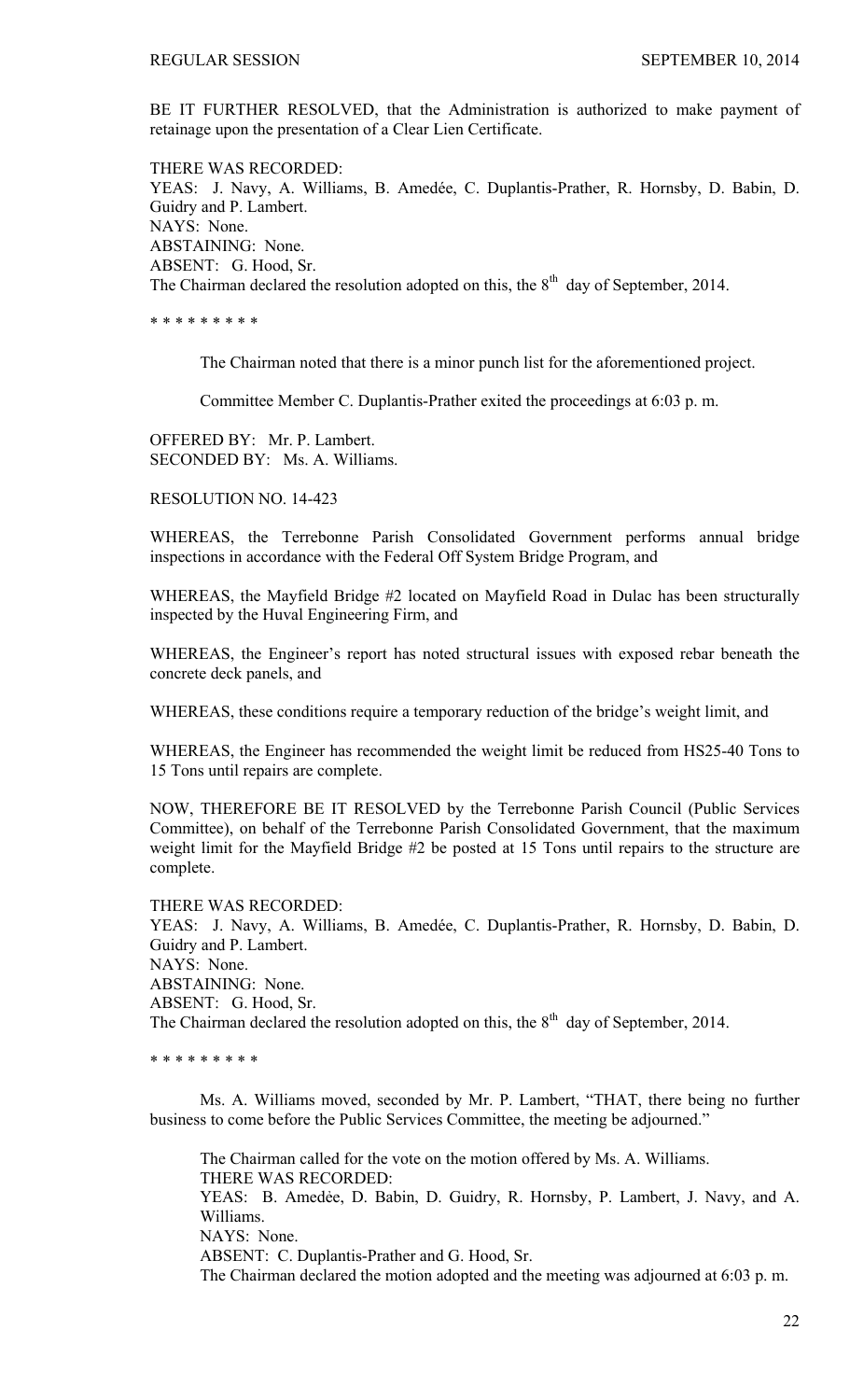BE IT FURTHER RESOLVED, that the Administration is authorized to make payment of retainage upon the presentation of a Clear Lien Certificate.

THERE WAS RECORDED:
YEAS: J. Navy, A. Williams, B. Amedée, C. Duplantis-Prather, R. Hornsby, D. Babin, D. Guidry and P. Lambert.
NAYS: None.
ABSTAINING: None.
ABSENT: G. Hood, Sr.
The Chairman declared the resolution adopted on this, the 8th day of September, 2014.

\* \* \* \* \* \* \* \* \*

The Chairman noted that there is a minor punch list for the aforementioned project.

Committee Member C. Duplantis-Prather exited the proceedings at 6:03 p. m.

OFFERED BY: Mr. P. Lambert.
SECONDED BY: Ms. A. Williams.

RESOLUTION NO. 14-423

WHEREAS, the Terrebonne Parish Consolidated Government performs annual bridge inspections in accordance with the Federal Off System Bridge Program, and

WHEREAS, the Mayfield Bridge #2 located on Mayfield Road in Dulac has been structurally inspected by the Huval Engineering Firm, and

WHEREAS, the Engineer's report has noted structural issues with exposed rebar beneath the concrete deck panels, and

WHEREAS, these conditions require a temporary reduction of the bridge's weight limit, and

WHEREAS, the Engineer has recommended the weight limit be reduced from HS25-40 Tons to 15 Tons until repairs are complete.

NOW, THEREFORE BE IT RESOLVED by the Terrebonne Parish Council (Public Services Committee), on behalf of the Terrebonne Parish Consolidated Government, that the maximum weight limit for the Mayfield Bridge #2 be posted at 15 Tons until repairs to the structure are complete.

THERE WAS RECORDED:
YEAS: J. Navy, A. Williams, B. Amedée, C. Duplantis-Prather, R. Hornsby, D. Babin, D. Guidry and P. Lambert.
NAYS: None.
ABSTAINING: None.
ABSENT: G. Hood, Sr.
The Chairman declared the resolution adopted on this, the 8th day of September, 2014.

\* \* \* \* \* \* \* \* \*

Ms. A. Williams moved, seconded by Mr. P. Lambert, "THAT, there being no further business to come before the Public Services Committee, the meeting be adjourned."

The Chairman called for the vote on the motion offered by Ms. A. Williams.
THERE WAS RECORDED:
YEAS: B. Amedée, D. Babin, D. Guidry, R. Hornsby, P. Lambert, J. Navy, and A. Williams.
NAYS: None.
ABSENT: C. Duplantis-Prather and G. Hood, Sr.
The Chairman declared the motion adopted and the meeting was adjourned at 6:03 p. m.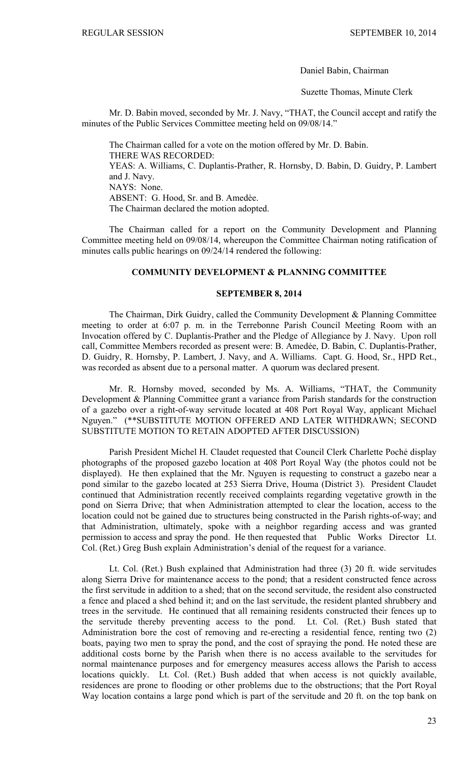Daniel Babin, Chairman

Suzette Thomas, Minute Clerk

Mr. D. Babin moved, seconded by Mr. J. Navy, "THAT, the Council accept and ratify the minutes of the Public Services Committee meeting held on 09/08/14."

The Chairman called for a vote on the motion offered by Mr. D. Babin.
THERE WAS RECORDED:
YEAS: A. Williams, C. Duplantis-Prather, R. Hornsby, D. Babin, D. Guidry, P. Lambert and J. Navy.
NAYS: None.
ABSENT: G. Hood, Sr. and B. Amedèe.
The Chairman declared the motion adopted.

The Chairman called for a report on the Community Development and Planning Committee meeting held on 09/08/14, whereupon the Committee Chairman noting ratification of minutes calls public hearings on 09/24/14 rendered the following:

## COMMUNITY DEVELOPMENT & PLANNING COMMITTEE

## SEPTEMBER 8, 2014

The Chairman, Dirk Guidry, called the Community Development & Planning Committee meeting to order at 6:07 p. m. in the Terrebonne Parish Council Meeting Room with an Invocation offered by C. Duplantis-Prather and the Pledge of Allegiance by J. Navy. Upon roll call, Committee Members recorded as present were: B. Amedèe, D. Babin, C. Duplantis-Prather, D. Guidry, R. Hornsby, P. Lambert, J. Navy, and A. Williams. Capt. G. Hood, Sr., HPD Ret., was recorded as absent due to a personal matter. A quorum was declared present.

Mr. R. Hornsby moved, seconded by Ms. A. Williams, "THAT, the Community Development & Planning Committee grant a variance from Parish standards for the construction of a gazebo over a right-of-way servitude located at 408 Port Royal Way, applicant Michael Nguyen." (**SUBSTITUTE MOTION OFFERED AND LATER WITHDRAWN; SECOND SUBSTITUTE MOTION TO RETAIN ADOPTED AFTER DISCUSSION)

Parish President Michel H. Claudet requested that Council Clerk Charlette Poché display photographs of the proposed gazebo location at 408 Port Royal Way (the photos could not be displayed). He then explained that the Mr. Nguyen is requesting to construct a gazebo near a pond similar to the gazebo located at 253 Sierra Drive, Houma (District 3). President Claudet continued that Administration recently received complaints regarding vegetative growth in the pond on Sierra Drive; that when Administration attempted to clear the location, access to the location could not be gained due to structures being constructed in the Parish rights-of-way; and that Administration, ultimately, spoke with a neighbor regarding access and was granted permission to access and spray the pond. He then requested that Public Works Director Lt. Col. (Ret.) Greg Bush explain Administration's denial of the request for a variance.

Lt. Col. (Ret.) Bush explained that Administration had three (3) 20 ft. wide servitudes along Sierra Drive for maintenance access to the pond; that a resident constructed fence across the first servitude in addition to a shed; that on the second servitude, the resident also constructed a fence and placed a shed behind it; and on the last servitude, the resident planted shrubbery and trees in the servitude. He continued that all remaining residents constructed their fences up to the servitude thereby preventing access to the pond. Lt. Col. (Ret.) Bush stated that Administration bore the cost of removing and re-erecting a residential fence, renting two (2) boats, paying two men to spray the pond, and the cost of spraying the pond. He noted these are additional costs borne by the Parish when there is no access available to the servitudes for normal maintenance purposes and for emergency measures access allows the Parish to access locations quickly. Lt. Col. (Ret.) Bush added that when access is not quickly available, residences are prone to flooding or other problems due to the obstructions; that the Port Royal Way location contains a large pond which is part of the servitude and 20 ft. on the top bank on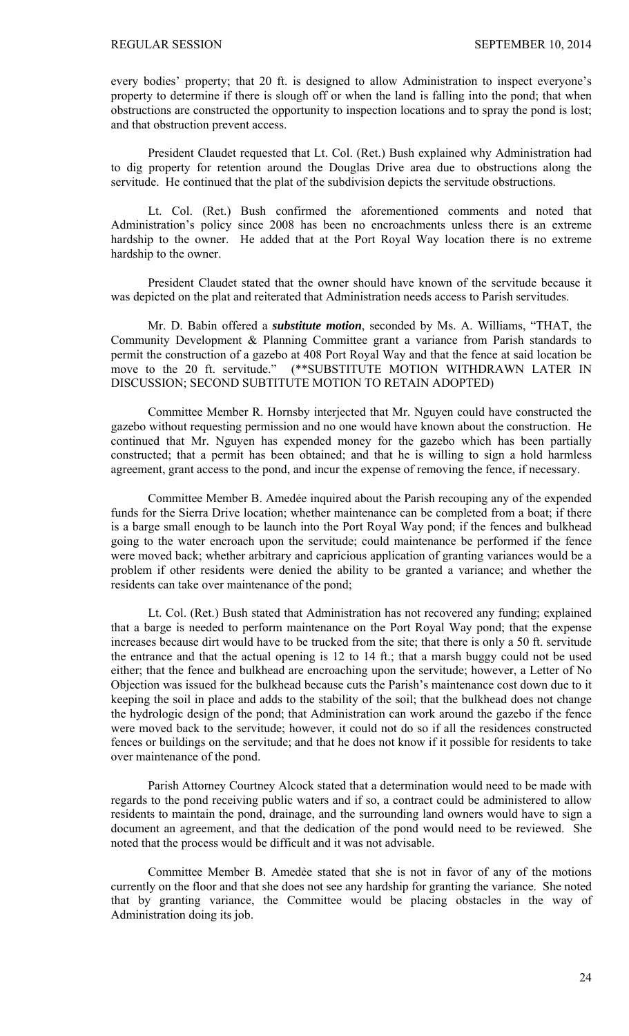every bodies' property; that 20 ft. is designed to allow Administration to inspect everyone's property to determine if there is slough off or when the land is falling into the pond; that when obstructions are constructed the opportunity to inspection locations and to spray the pond is lost; and that obstruction prevent access.

President Claudet requested that Lt. Col. (Ret.) Bush explained why Administration had to dig property for retention around the Douglas Drive area due to obstructions along the servitude. He continued that the plat of the subdivision depicts the servitude obstructions.

Lt. Col. (Ret.) Bush confirmed the aforementioned comments and noted that Administration's policy since 2008 has been no encroachments unless there is an extreme hardship to the owner. He added that at the Port Royal Way location there is no extreme hardship to the owner.

President Claudet stated that the owner should have known of the servitude because it was depicted on the plat and reiterated that Administration needs access to Parish servitudes.

Mr. D. Babin offered a ***substitute motion***, seconded by Ms. A. Williams, "THAT, the Community Development & Planning Committee grant a variance from Parish standards to permit the construction of a gazebo at 408 Port Royal Way and that the fence at said location be move to the 20 ft. servitude." (**SUBSTITUTE MOTION WITHDRAWN LATER IN DISCUSSION; SECOND SUBTITUTE MOTION TO RETAIN ADOPTED)

Committee Member R. Hornsby interjected that Mr. Nguyen could have constructed the gazebo without requesting permission and no one would have known about the construction. He continued that Mr. Nguyen has expended money for the gazebo which has been partially constructed; that a permit has been obtained; and that he is willing to sign a hold harmless agreement, grant access to the pond, and incur the expense of removing the fence, if necessary.

Committee Member B. Amedėe inquired about the Parish recouping any of the expended funds for the Sierra Drive location; whether maintenance can be completed from a boat; if there is a barge small enough to be launch into the Port Royal Way pond; if the fences and bulkhead going to the water encroach upon the servitude; could maintenance be performed if the fence were moved back; whether arbitrary and capricious application of granting variances would be a problem if other residents were denied the ability to be granted a variance; and whether the residents can take over maintenance of the pond;

Lt. Col. (Ret.) Bush stated that Administration has not recovered any funding; explained that a barge is needed to perform maintenance on the Port Royal Way pond; that the expense increases because dirt would have to be trucked from the site; that there is only a 50 ft. servitude the entrance and that the actual opening is 12 to 14 ft.; that a marsh buggy could not be used either; that the fence and bulkhead are encroaching upon the servitude; however, a Letter of No Objection was issued for the bulkhead because cuts the Parish's maintenance cost down due to it keeping the soil in place and adds to the stability of the soil; that the bulkhead does not change the hydrologic design of the pond; that Administration can work around the gazebo if the fence were moved back to the servitude; however, it could not do so if all the residences constructed fences or buildings on the servitude; and that he does not know if it possible for residents to take over maintenance of the pond.

Parish Attorney Courtney Alcock stated that a determination would need to be made with regards to the pond receiving public waters and if so, a contract could be administered to allow residents to maintain the pond, drainage, and the surrounding land owners would have to sign a document an agreement, and that the dedication of the pond would need to be reviewed. She noted that the process would be difficult and it was not advisable.

Committee Member B. Amedėe stated that she is not in favor of any of the motions currently on the floor and that she does not see any hardship for granting the variance. She noted that by granting variance, the Committee would be placing obstacles in the way of Administration doing its job.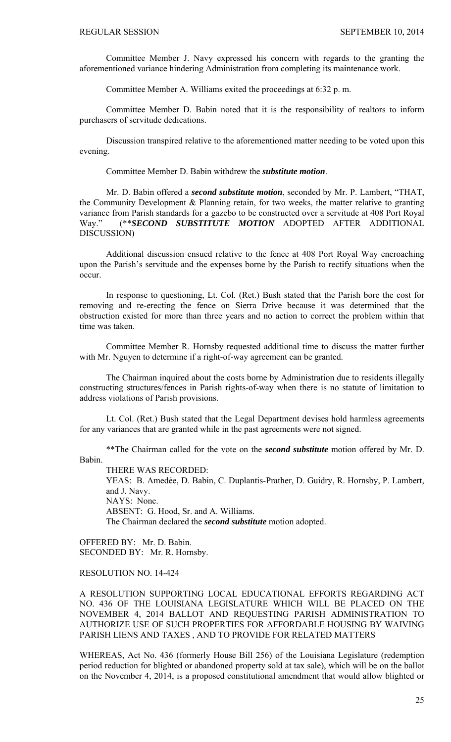Committee Member J. Navy expressed his concern with regards to the granting the aforementioned variance hindering Administration from completing its maintenance work.

Committee Member A. Williams exited the proceedings at 6:32 p. m.

Committee Member D. Babin noted that it is the responsibility of realtors to inform purchasers of servitude dedications.

Discussion transpired relative to the aforementioned matter needing to be voted upon this evening.

Committee Member D. Babin withdrew the ***substitute motion***.

Mr. D. Babin offered a ***second substitute motion***, seconded by Mr. P. Lambert, "THAT, the Community Development & Planning retain, for two weeks, the matter relative to granting variance from Parish standards for a gazebo to be constructed over a servitude at 408 Port Royal Way." (\*\****SECOND SUBSTITUTE MOTION*** ADOPTED AFTER ADDITIONAL DISCUSSION)

Additional discussion ensued relative to the fence at 408 Port Royal Way encroaching upon the Parish's servitude and the expenses borne by the Parish to rectify situations when the occur.

In response to questioning, Lt. Col. (Ret.) Bush stated that the Parish bore the cost for removing and re-erecting the fence on Sierra Drive because it was determined that the obstruction existed for more than three years and no action to correct the problem within that time was taken.

Committee Member R. Hornsby requested additional time to discuss the matter further with Mr. Nguyen to determine if a right-of-way agreement can be granted.

The Chairman inquired about the costs borne by Administration due to residents illegally constructing structures/fences in Parish rights-of-way when there is no statute of limitation to address violations of Parish provisions.

Lt. Col. (Ret.) Bush stated that the Legal Department devises hold harmless agreements for any variances that are granted while in the past agreements were not signed.

\*\*The Chairman called for the vote on the ***second substitute*** motion offered by Mr. D. Babin.

THERE WAS RECORDED:
YEAS: B. Amedèe, D. Babin, C. Duplantis-Prather, D. Guidry, R. Hornsby, P. Lambert, and J. Navy.
NAYS: None.
ABSENT: G. Hood, Sr. and A. Williams.
The Chairman declared the ***second substitute*** motion adopted.

OFFERED BY: Mr. D. Babin.
SECONDED BY: Mr. R. Hornsby.

RESOLUTION NO. 14-424

A RESOLUTION SUPPORTING LOCAL EDUCATIONAL EFFORTS REGARDING ACT NO. 436 OF THE LOUISIANA LEGISLATURE WHICH WILL BE PLACED ON THE NOVEMBER 4, 2014 BALLOT AND REQUESTING PARISH ADMINISTRATION TO AUTHORIZE USE OF SUCH PROPERTIES FOR AFFORDABLE HOUSING BY WAIVING PARISH LIENS AND TAXES , AND TO PROVIDE FOR RELATED MATTERS

WHEREAS, Act No. 436 (formerly House Bill 256) of the Louisiana Legislature (redemption period reduction for blighted or abandoned property sold at tax sale), which will be on the ballot on the November 4, 2014, is a proposed constitutional amendment that would allow blighted or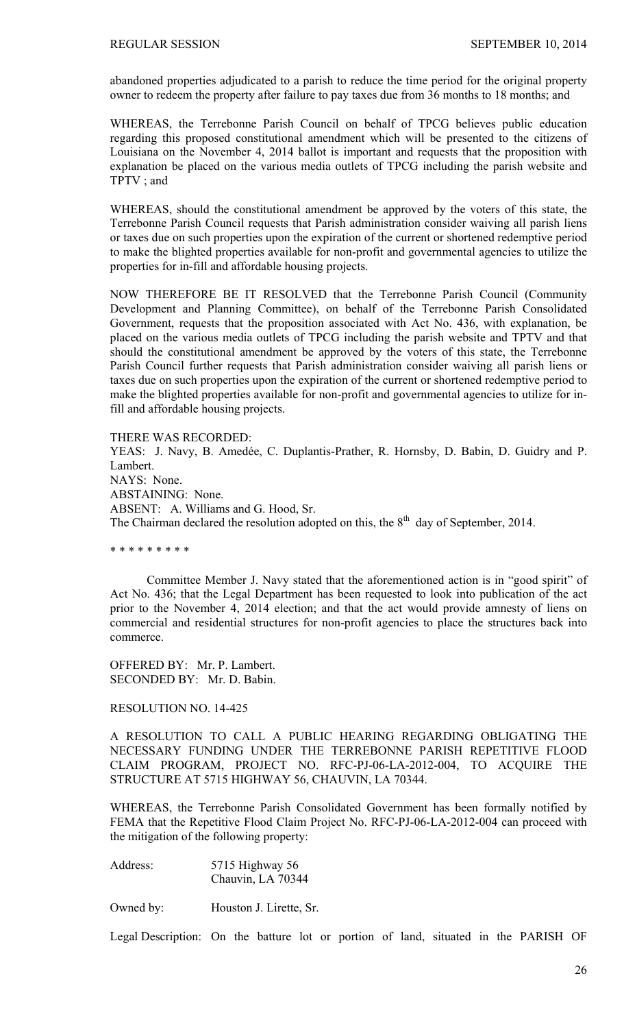abandoned properties adjudicated to a parish to reduce the time period for the original property owner to redeem the property after failure to pay taxes due from 36 months to 18 months; and

WHEREAS, the Terrebonne Parish Council on behalf of TPCG believes public education regarding this proposed constitutional amendment which will be presented to the citizens of Louisiana on the November 4, 2014 ballot is important and requests that the proposition with explanation be placed on the various media outlets of TPCG including the parish website and TPTV ; and

WHEREAS, should the constitutional amendment be approved by the voters of this state, the Terrebonne Parish Council requests that Parish administration consider waiving all parish liens or taxes due on such properties upon the expiration of the current or shortened redemptive period to make the blighted properties available for non-profit and governmental agencies to utilize the properties for in-fill and affordable housing projects.

NOW THEREFORE BE IT RESOLVED that the Terrebonne Parish Council (Community Development and Planning Committee), on behalf of the Terrebonne Parish Consolidated Government, requests that the proposition associated with Act No. 436, with explanation, be placed on the various media outlets of TPCG including the parish website and TPTV and that should the constitutional amendment be approved by the voters of this state, the Terrebonne Parish Council further requests that Parish administration consider waiving all parish liens or taxes due on such properties upon the expiration of the current or shortened redemptive period to make the blighted properties available for non-profit and governmental agencies to utilize for in-fill and affordable housing projects.

THERE WAS RECORDED:
YEAS: J. Navy, B. Amedée, C. Duplantis-Prather, R. Hornsby, D. Babin, D. Guidry and P. Lambert.
NAYS: None.
ABSTAINING: None.
ABSENT: A. Williams and G. Hood, Sr.
The Chairman declared the resolution adopted on this, the 8th day of September, 2014.

* * * * * * * * *

Committee Member J. Navy stated that the aforementioned action is in "good spirit" of Act No. 436; that the Legal Department has been requested to look into publication of the act prior to the November 4, 2014 election; and that the act would provide amnesty of liens on commercial and residential structures for non-profit agencies to place the structures back into commerce.

OFFERED BY: Mr. P. Lambert.
SECONDED BY: Mr. D. Babin.

RESOLUTION NO. 14-425

A RESOLUTION TO CALL A PUBLIC HEARING REGARDING OBLIGATING THE NECESSARY FUNDING UNDER THE TERREBONNE PARISH REPETITIVE FLOOD CLAIM PROGRAM, PROJECT NO. RFC-PJ-06-LA-2012-004, TO ACQUIRE THE STRUCTURE AT 5715 HIGHWAY 56, CHAUVIN, LA 70344.

WHEREAS, the Terrebonne Parish Consolidated Government has been formally notified by FEMA that the Repetitive Flood Claim Project No. RFC-PJ-06-LA-2012-004 can proceed with the mitigation of the following property:

Address: 5715 Highway 56
Chauvin, LA 70344

Owned by: Houston J. Lirette, Sr.

Legal Description: On the batture lot or portion of land, situated in the PARISH OF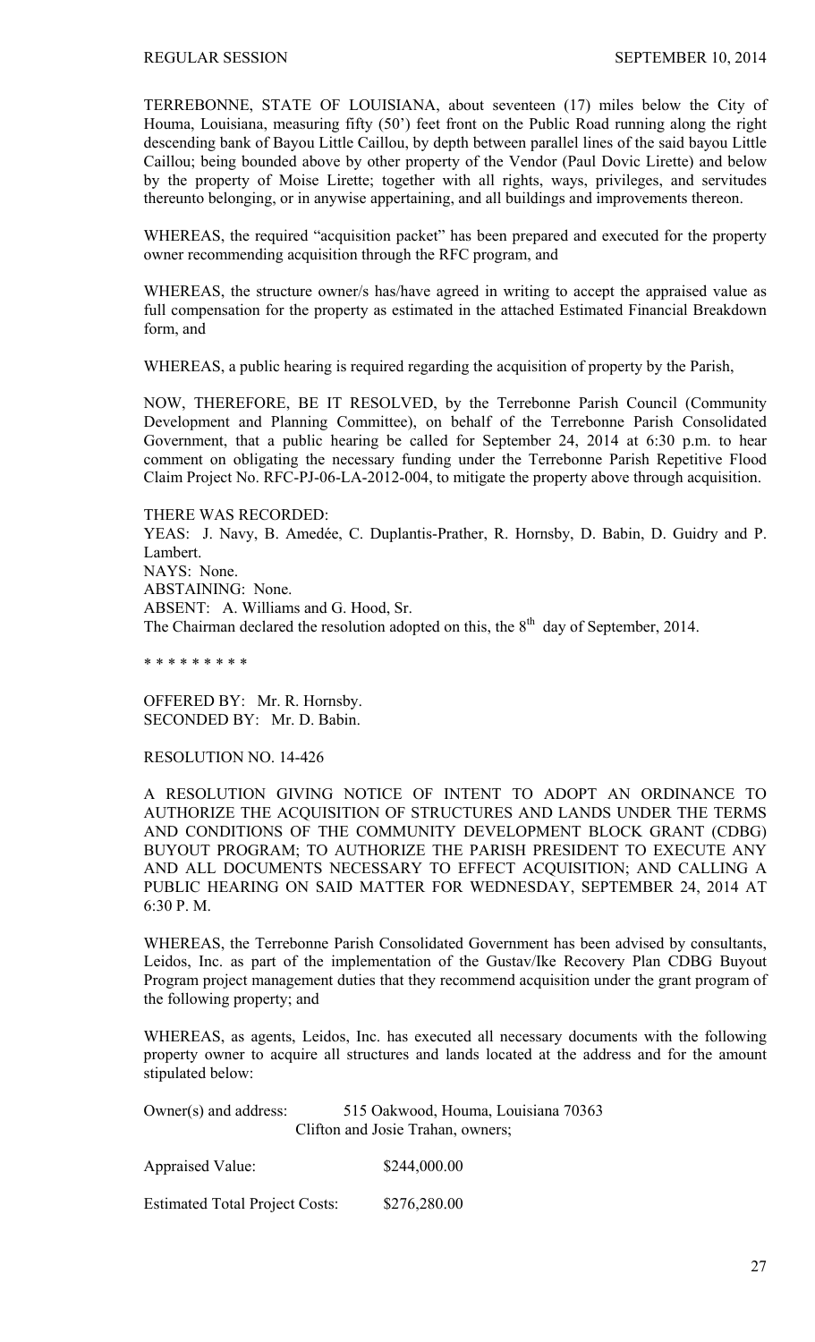TERREBONNE, STATE OF LOUISIANA, about seventeen (17) miles below the City of Houma, Louisiana, measuring fifty (50') feet front on the Public Road running along the right descending bank of Bayou Little Caillou, by depth between parallel lines of the said bayou Little Caillou; being bounded above by other property of the Vendor (Paul Dovic Lirette) and below by the property of Moise Lirette; together with all rights, ways, privileges, and servitudes thereunto belonging, or in anywise appertaining, and all buildings and improvements thereon.

WHEREAS, the required "acquisition packet" has been prepared and executed for the property owner recommending acquisition through the RFC program, and

WHEREAS, the structure owner/s has/have agreed in writing to accept the appraised value as full compensation for the property as estimated in the attached Estimated Financial Breakdown form, and

WHEREAS, a public hearing is required regarding the acquisition of property by the Parish,

NOW, THEREFORE, BE IT RESOLVED, by the Terrebonne Parish Council (Community Development and Planning Committee), on behalf of the Terrebonne Parish Consolidated Government, that a public hearing be called for September 24, 2014 at 6:30 p.m. to hear comment on obligating the necessary funding under the Terrebonne Parish Repetitive Flood Claim Project No. RFC-PJ-06-LA-2012-004, to mitigate the property above through acquisition.

THERE WAS RECORDED:
YEAS: J. Navy, B. Amedée, C. Duplantis-Prather, R. Hornsby, D. Babin, D. Guidry and P. Lambert.
NAYS: None.
ABSTAINING: None.
ABSENT: A. Williams and G. Hood, Sr.
The Chairman declared the resolution adopted on this, the 8th day of September, 2014.

* * * * * * * * *

OFFERED BY: Mr. R. Hornsby.
SECONDED BY: Mr. D. Babin.

RESOLUTION NO. 14-426

A RESOLUTION GIVING NOTICE OF INTENT TO ADOPT AN ORDINANCE TO AUTHORIZE THE ACQUISITION OF STRUCTURES AND LANDS UNDER THE TERMS AND CONDITIONS OF THE COMMUNITY DEVELOPMENT BLOCK GRANT (CDBG) BUYOUT PROGRAM; TO AUTHORIZE THE PARISH PRESIDENT TO EXECUTE ANY AND ALL DOCUMENTS NECESSARY TO EFFECT ACQUISITION; AND CALLING A PUBLIC HEARING ON SAID MATTER FOR WEDNESDAY, SEPTEMBER 24, 2014 AT 6:30 P. M.

WHEREAS, the Terrebonne Parish Consolidated Government has been advised by consultants, Leidos, Inc. as part of the implementation of the Gustav/Ike Recovery Plan CDBG Buyout Program project management duties that they recommend acquisition under the grant program of the following property; and

WHEREAS, as agents, Leidos, Inc. has executed all necessary documents with the following property owner to acquire all structures and lands located at the address and for the amount stipulated below:

Owner(s) and address: 515 Oakwood, Houma, Louisiana 70363
Clifton and Josie Trahan, owners;

Appraised Value: $244,000.00

Estimated Total Project Costs: $276,280.00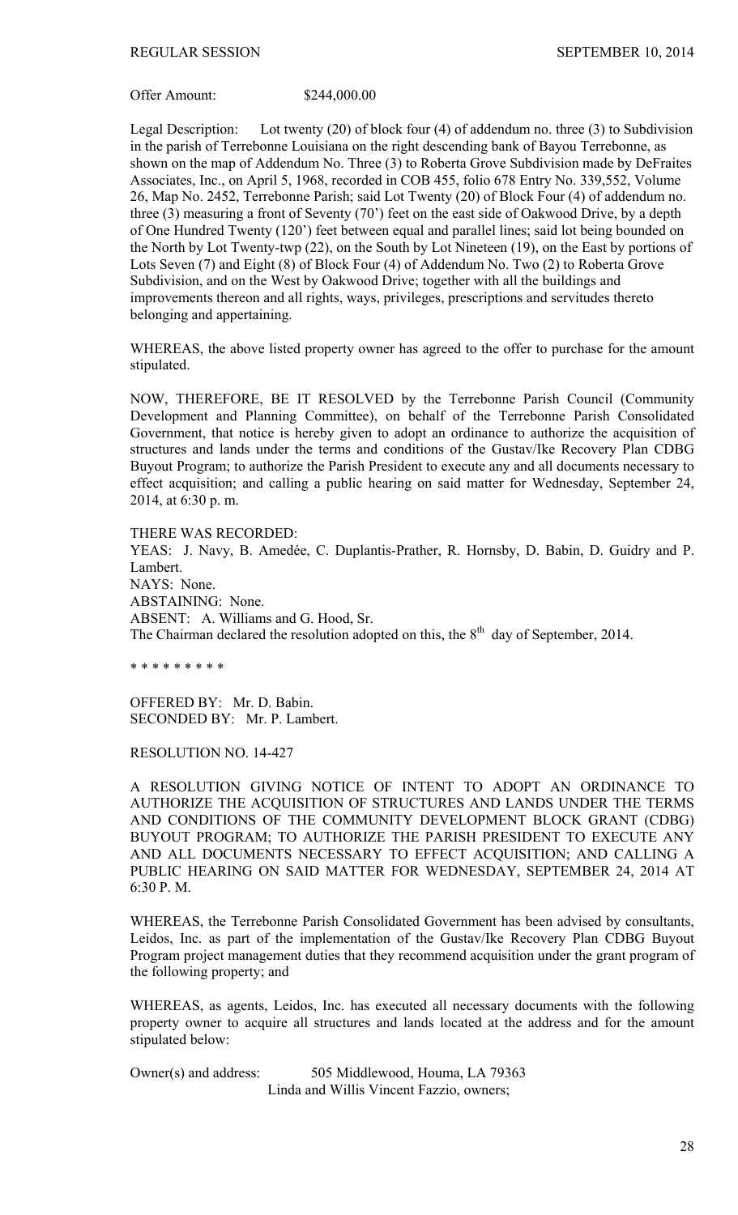Offer Amount: $244,000.00

Legal Description: Lot twenty (20) of block four (4) of addendum no. three (3) to Subdivision in the parish of Terrebonne Louisiana on the right descending bank of Bayou Terrebonne, as shown on the map of Addendum No. Three (3) to Roberta Grove Subdivision made by DeFraites Associates, Inc., on April 5, 1968, recorded in COB 455, folio 678 Entry No. 339,552, Volume 26, Map No. 2452, Terrebonne Parish; said Lot Twenty (20) of Block Four (4) of addendum no. three (3) measuring a front of Seventy (70') feet on the east side of Oakwood Drive, by a depth of One Hundred Twenty (120') feet between equal and parallel lines; said lot being bounded on the North by Lot Twenty-twp (22), on the South by Lot Nineteen (19), on the East by portions of Lots Seven (7) and Eight (8) of Block Four (4) of Addendum No. Two (2) to Roberta Grove Subdivision, and on the West by Oakwood Drive; together with all the buildings and improvements thereon and all rights, ways, privileges, prescriptions and servitudes thereto belonging and appertaining.

WHEREAS, the above listed property owner has agreed to the offer to purchase for the amount stipulated.

NOW, THEREFORE, BE IT RESOLVED by the Terrebonne Parish Council (Community Development and Planning Committee), on behalf of the Terrebonne Parish Consolidated Government, that notice is hereby given to adopt an ordinance to authorize the acquisition of structures and lands under the terms and conditions of the Gustav/Ike Recovery Plan CDBG Buyout Program; to authorize the Parish President to execute any and all documents necessary to effect acquisition; and calling a public hearing on said matter for Wednesday, September 24, 2014, at 6:30 p. m.

THERE WAS RECORDED:
YEAS: J. Navy, B. Amedée, C. Duplantis-Prather, R. Hornsby, D. Babin, D. Guidry and P. Lambert.
NAYS: None.
ABSTAINING: None.
ABSENT: A. Williams and G. Hood, Sr.
The Chairman declared the resolution adopted on this, the 8th day of September, 2014.

* * * * * * * * *

OFFERED BY: Mr. D. Babin.
SECONDED BY: Mr. P. Lambert.

RESOLUTION NO. 14-427

A RESOLUTION GIVING NOTICE OF INTENT TO ADOPT AN ORDINANCE TO AUTHORIZE THE ACQUISITION OF STRUCTURES AND LANDS UNDER THE TERMS AND CONDITIONS OF THE COMMUNITY DEVELOPMENT BLOCK GRANT (CDBG) BUYOUT PROGRAM; TO AUTHORIZE THE PARISH PRESIDENT TO EXECUTE ANY AND ALL DOCUMENTS NECESSARY TO EFFECT ACQUISITION; AND CALLING A PUBLIC HEARING ON SAID MATTER FOR WEDNESDAY, SEPTEMBER 24, 2014 AT 6:30 P. M.

WHEREAS, the Terrebonne Parish Consolidated Government has been advised by consultants, Leidos, Inc. as part of the implementation of the Gustav/Ike Recovery Plan CDBG Buyout Program project management duties that they recommend acquisition under the grant program of the following property; and

WHEREAS, as agents, Leidos, Inc. has executed all necessary documents with the following property owner to acquire all structures and lands located at the address and for the amount stipulated below:

Owner(s) and address: 505 Middlewood, Houma, LA 79363
Linda and Willis Vincent Fazzio, owners;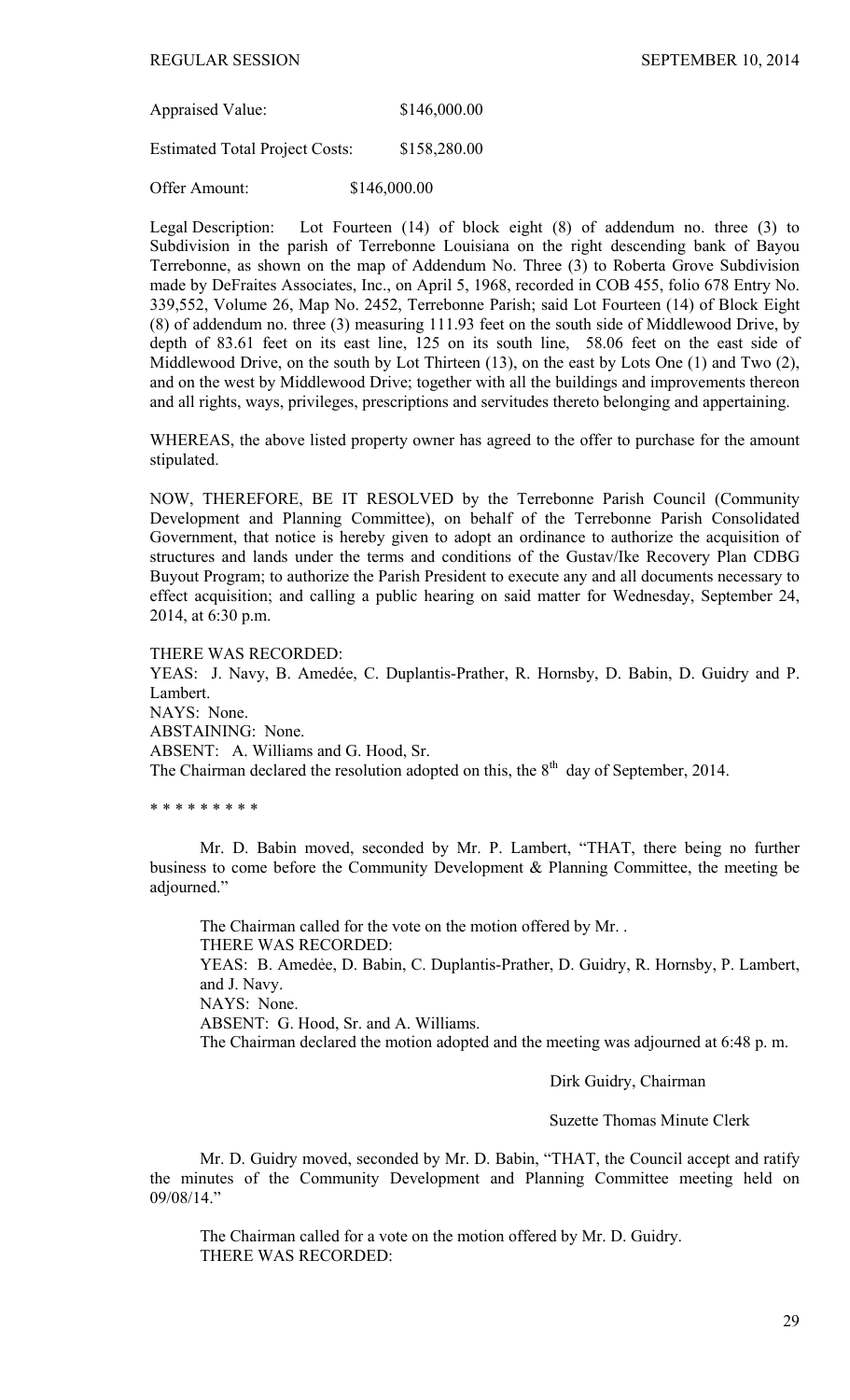Appraised Value: $146,000.00

Estimated Total Project Costs: $158,280.00

Offer Amount: $146,000.00

Legal Description: Lot Fourteen (14) of block eight (8) of addendum no. three (3) to Subdivision in the parish of Terrebonne Louisiana on the right descending bank of Bayou Terrebonne, as shown on the map of Addendum No. Three (3) to Roberta Grove Subdivision made by DeFraites Associates, Inc., on April 5, 1968, recorded in COB 455, folio 678 Entry No. 339,552, Volume 26, Map No. 2452, Terrebonne Parish; said Lot Fourteen (14) of Block Eight (8) of addendum no. three (3) measuring 111.93 feet on the south side of Middlewood Drive, by depth of 83.61 feet on its east line, 125 on its south line, 58.06 feet on the east side of Middlewood Drive, on the south by Lot Thirteen (13), on the east by Lots One (1) and Two (2), and on the west by Middlewood Drive; together with all the buildings and improvements thereon and all rights, ways, privileges, prescriptions and servitudes thereto belonging and appertaining.

WHEREAS, the above listed property owner has agreed to the offer to purchase for the amount stipulated.

NOW, THEREFORE, BE IT RESOLVED by the Terrebonne Parish Council (Community Development and Planning Committee), on behalf of the Terrebonne Parish Consolidated Government, that notice is hereby given to adopt an ordinance to authorize the acquisition of structures and lands under the terms and conditions of the Gustav/Ike Recovery Plan CDBG Buyout Program; to authorize the Parish President to execute any and all documents necessary to effect acquisition; and calling a public hearing on said matter for Wednesday, September 24, 2014, at 6:30 p.m.

THERE WAS RECORDED:
YEAS: J. Navy, B. Amedée, C. Duplantis-Prather, R. Hornsby, D. Babin, D. Guidry and P. Lambert.
NAYS: None.
ABSTAINING: None.
ABSENT: A. Williams and G. Hood, Sr.
The Chairman declared the resolution adopted on this, the 8th day of September, 2014.

* * * * * * * * *

Mr. D. Babin moved, seconded by Mr. P. Lambert, "THAT, there being no further business to come before the Community Development & Planning Committee, the meeting be adjourned."

The Chairman called for the vote on the motion offered by Mr. .
THERE WAS RECORDED:
YEAS: B. Amedѐe, D. Babin, C. Duplantis-Prather, D. Guidry, R. Hornsby, P. Lambert, and J. Navy.
NAYS: None.
ABSENT: G. Hood, Sr. and A. Williams.
The Chairman declared the motion adopted and the meeting was adjourned at 6:48 p. m.

Dirk Guidry, Chairman

Suzette Thomas Minute Clerk

Mr. D. Guidry moved, seconded by Mr. D. Babin, "THAT, the Council accept and ratify the minutes of the Community Development and Planning Committee meeting held on 09/08/14."

The Chairman called for a vote on the motion offered by Mr. D. Guidry.
THERE WAS RECORDED: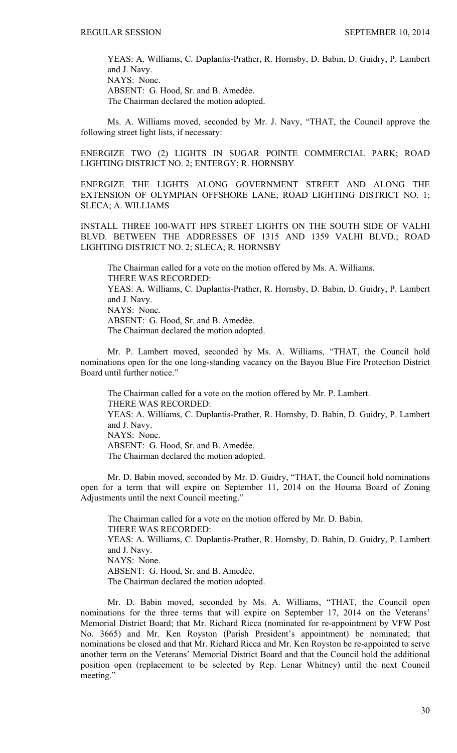YEAS: A. Williams, C. Duplantis-Prather, R. Hornsby, D. Babin, D. Guidry, P. Lambert and J. Navy.
NAYS: None.
ABSENT: G. Hood, Sr. and B. Amedèe.
The Chairman declared the motion adopted.

Ms. A. Williams moved, seconded by Mr. J. Navy, "THAT, the Council approve the following street light lists, if necessary:

ENERGIZE TWO (2) LIGHTS IN SUGAR POINTE COMMERCIAL PARK; ROAD LIGHTING DISTRICT NO. 2; ENTERGY; R. HORNSBY

ENERGIZE THE LIGHTS ALONG GOVERNMENT STREET AND ALONG THE EXTENSION OF OLYMPIAN OFFSHORE LANE; ROAD LIGHTING DISTRICT NO. 1; SLECA; A. WILLIAMS

INSTALL THREE 100-WATT HPS STREET LIGHTS ON THE SOUTH SIDE OF VALHI BLVD. BETWEEN THE ADDRESSES OF 1315 AND 1359 VALHI BLVD.; ROAD LIGHTING DISTRICT NO. 2; SLECA; R. HORNSBY

The Chairman called for a vote on the motion offered by Ms. A. Williams.
THERE WAS RECORDED:
YEAS: A. Williams, C. Duplantis-Prather, R. Hornsby, D. Babin, D. Guidry, P. Lambert and J. Navy.
NAYS: None.
ABSENT: G. Hood, Sr. and B. Amedèe.
The Chairman declared the motion adopted.

Mr. P. Lambert moved, seconded by Ms. A. Williams, "THAT, the Council hold nominations open for the one long-standing vacancy on the Bayou Blue Fire Protection District Board until further notice."

The Chairman called for a vote on the motion offered by Mr. P. Lambert.
THERE WAS RECORDED:
YEAS: A. Williams, C. Duplantis-Prather, R. Hornsby, D. Babin, D. Guidry, P. Lambert and J. Navy.
NAYS: None.
ABSENT: G. Hood, Sr. and B. Amedèe.
The Chairman declared the motion adopted.

Mr. D. Babin moved, seconded by Mr. D. Guidry, "THAT, the Council hold nominations open for a term that will expire on September 11, 2014 on the Houma Board of Zoning Adjustments until the next Council meeting."

The Chairman called for a vote on the motion offered by Mr. D. Babin.
THERE WAS RECORDED:
YEAS: A. Williams, C. Duplantis-Prather, R. Hornsby, D. Babin, D. Guidry, P. Lambert and J. Navy.
NAYS: None.
ABSENT: G. Hood, Sr. and B. Amedèe.
The Chairman declared the motion adopted.

Mr. D. Babin moved, seconded by Ms. A. Williams, "THAT, the Council open nominations for the three terms that will expire on September 17, 2014 on the Veterans' Memorial District Board; that Mr. Richard Ricca (nominated for re-appointment by VFW Post No. 3665) and Mr. Ken Royston (Parish President's appointment) be nominated; that nominations be closed and that Mr. Richard Ricca and Mr. Ken Royston be re-appointed to serve another term on the Veterans' Memorial District Board and that the Council hold the additional position open (replacement to be selected by Rep. Lenar Whitney) until the next Council meeting."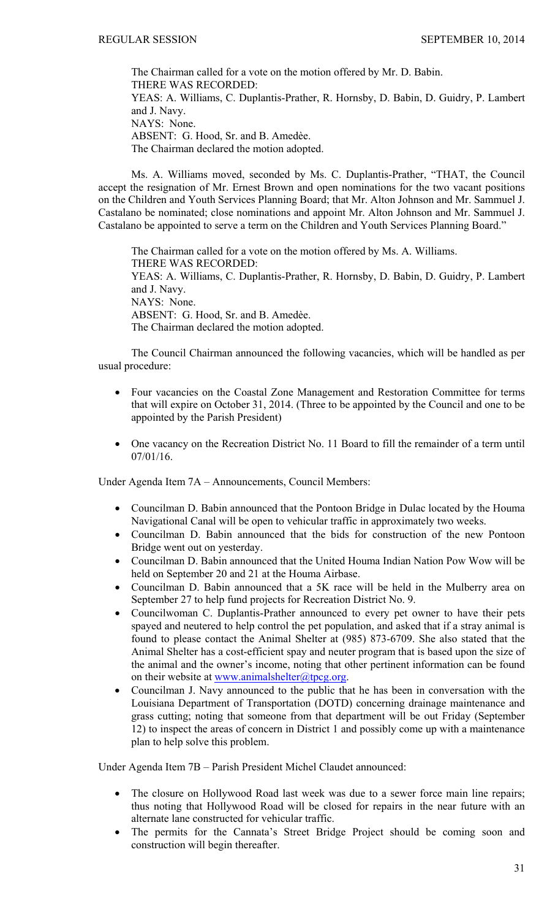The Chairman called for a vote on the motion offered by Mr. D. Babin.
THERE WAS RECORDED:
YEAS: A. Williams, C. Duplantis-Prather, R. Hornsby, D. Babin, D. Guidry, P. Lambert and J. Navy.
NAYS: None.
ABSENT: G. Hood, Sr. and B. Amedèe.
The Chairman declared the motion adopted.

Ms. A. Williams moved, seconded by Ms. C. Duplantis-Prather, "THAT, the Council accept the resignation of Mr. Ernest Brown and open nominations for the two vacant positions on the Children and Youth Services Planning Board; that Mr. Alton Johnson and Mr. Sammuel J. Castalano be nominated; close nominations and appoint Mr. Alton Johnson and Mr. Sammuel J. Castalano be appointed to serve a term on the Children and Youth Services Planning Board."

The Chairman called for a vote on the motion offered by Ms. A. Williams.
THERE WAS RECORDED:
YEAS: A. Williams, C. Duplantis-Prather, R. Hornsby, D. Babin, D. Guidry, P. Lambert and J. Navy.
NAYS: None.
ABSENT: G. Hood, Sr. and B. Amedèe.
The Chairman declared the motion adopted.

The Council Chairman announced the following vacancies, which will be handled as per usual procedure:

- Four vacancies on the Coastal Zone Management and Restoration Committee for terms that will expire on October 31, 2014. (Three to be appointed by the Council and one to be appointed by the Parish President)
- One vacancy on the Recreation District No. 11 Board to fill the remainder of a term until 07/01/16.

Under Agenda Item 7A – Announcements, Council Members:

- Councilman D. Babin announced that the Pontoon Bridge in Dulac located by the Houma Navigational Canal will be open to vehicular traffic in approximately two weeks.
- Councilman D. Babin announced that the bids for construction of the new Pontoon Bridge went out on yesterday.
- Councilman D. Babin announced that the United Houma Indian Nation Pow Wow will be held on September 20 and 21 at the Houma Airbase.
- Councilman D. Babin announced that a 5K race will be held in the Mulberry area on September 27 to help fund projects for Recreation District No. 9.
- Councilwoman C. Duplantis-Prather announced to every pet owner to have their pets spayed and neutered to help control the pet population, and asked that if a stray animal is found to please contact the Animal Shelter at (985) 873-6709. She also stated that the Animal Shelter has a cost-efficient spay and neuter program that is based upon the size of the animal and the owner's income, noting that other pertinent information can be found on their website at www.animalshelter@tpcg.org.
- Councilman J. Navy announced to the public that he has been in conversation with the Louisiana Department of Transportation (DOTD) concerning drainage maintenance and grass cutting; noting that someone from that department will be out Friday (September 12) to inspect the areas of concern in District 1 and possibly come up with a maintenance plan to help solve this problem.

Under Agenda Item 7B – Parish President Michel Claudet announced:

- The closure on Hollywood Road last week was due to a sewer force main line repairs; thus noting that Hollywood Road will be closed for repairs in the near future with an alternate lane constructed for vehicular traffic.
- The permits for the Cannata's Street Bridge Project should be coming soon and construction will begin thereafter.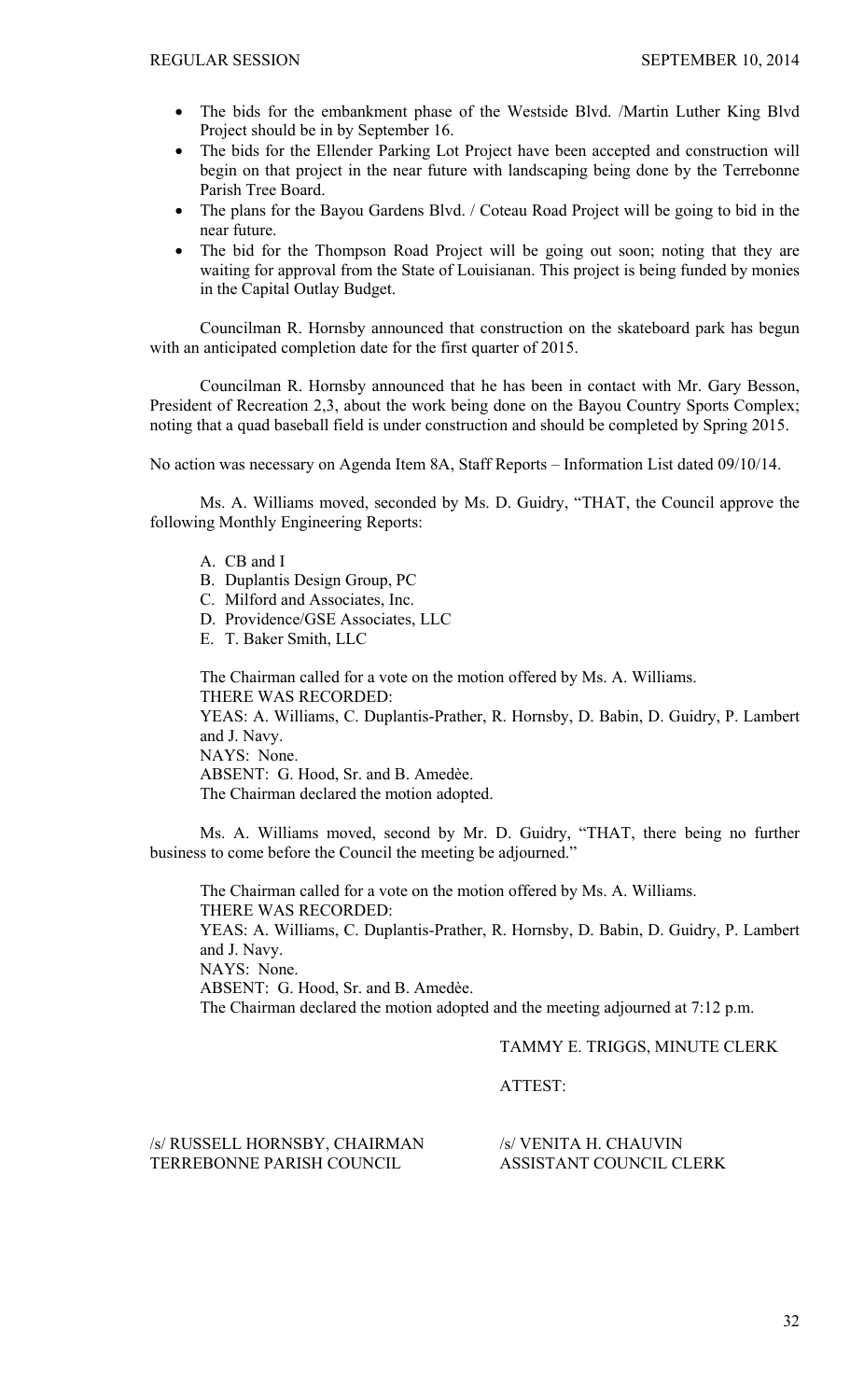- The bids for the embankment phase of the Westside Blvd. /Martin Luther King Blvd Project should be in by September 16.
- The bids for the Ellender Parking Lot Project have been accepted and construction will begin on that project in the near future with landscaping being done by the Terrebonne Parish Tree Board.
- The plans for the Bayou Gardens Blvd. / Coteau Road Project will be going to bid in the near future.
- The bid for the Thompson Road Project will be going out soon; noting that they are waiting for approval from the State of Louisianan. This project is being funded by monies in the Capital Outlay Budget.

Councilman R. Hornsby announced that construction on the skateboard park has begun with an anticipated completion date for the first quarter of 2015.

Councilman R. Hornsby announced that he has been in contact with Mr. Gary Besson, President of Recreation 2,3, about the work being done on the Bayou Country Sports Complex; noting that a quad baseball field is under construction and should be completed by Spring 2015.

No action was necessary on Agenda Item 8A, Staff Reports – Information List dated 09/10/14.

Ms. A. Williams moved, seconded by Ms. D. Guidry, "THAT, the Council approve the following Monthly Engineering Reports:

A. CB and I
B. Duplantis Design Group, PC
C. Milford and Associates, Inc.
D. Providence/GSE Associates, LLC
E. T. Baker Smith, LLC

The Chairman called for a vote on the motion offered by Ms. A. Williams.
THERE WAS RECORDED:
YEAS: A. Williams, C. Duplantis-Prather, R. Hornsby, D. Babin, D. Guidry, P. Lambert and J. Navy.
NAYS: None.
ABSENT: G. Hood, Sr. and B. Amedèe.
The Chairman declared the motion adopted.

Ms. A. Williams moved, second by Mr. D. Guidry, "THAT, there being no further business to come before the Council the meeting be adjourned."

The Chairman called for a vote on the motion offered by Ms. A. Williams.
THERE WAS RECORDED:
YEAS: A. Williams, C. Duplantis-Prather, R. Hornsby, D. Babin, D. Guidry, P. Lambert and J. Navy.
NAYS: None.
ABSENT: G. Hood, Sr. and B. Amedèe.
The Chairman declared the motion adopted and the meeting adjourned at 7:12 p.m.

TAMMY E. TRIGGS, MINUTE CLERK

ATTEST:

/s/ RUSSELL HORNSBY, CHAIRMAN
TERREBONNE PARISH COUNCIL

/s/ VENITA H. CHAUVIN
ASSISTANT COUNCIL CLERK